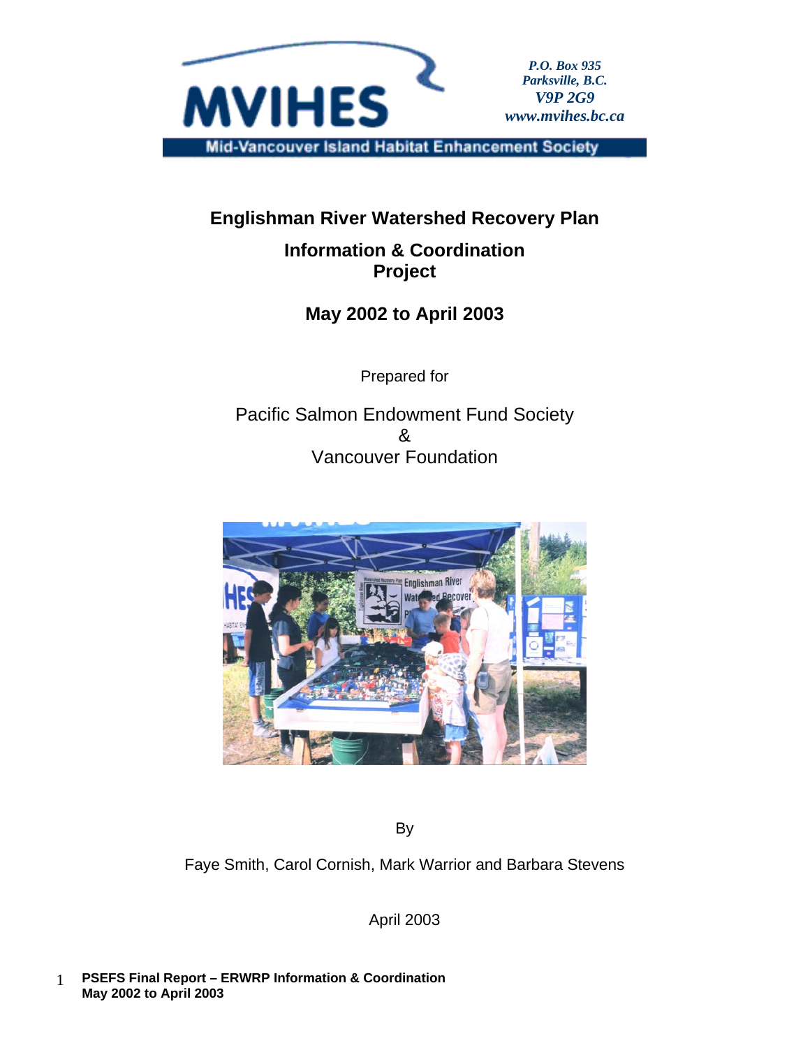MVIHES

Mid-Vancouver Island Habitat Enhancement Society

*P.O. Box 935*
*Parksville, B.C.*
*V9P 2G9*
*www.mvihes.bc.ca*

# Englishman River Watershed Recovery Plan

## Information & Coordination Project

## May 2002 to April 2003

Prepared for

Pacific Salmon Endowment Fund Society
&
Vancouver Foundation

By

Faye Smith, Carol Cornish, Mark Warrior and Barbara Stevens

April 2003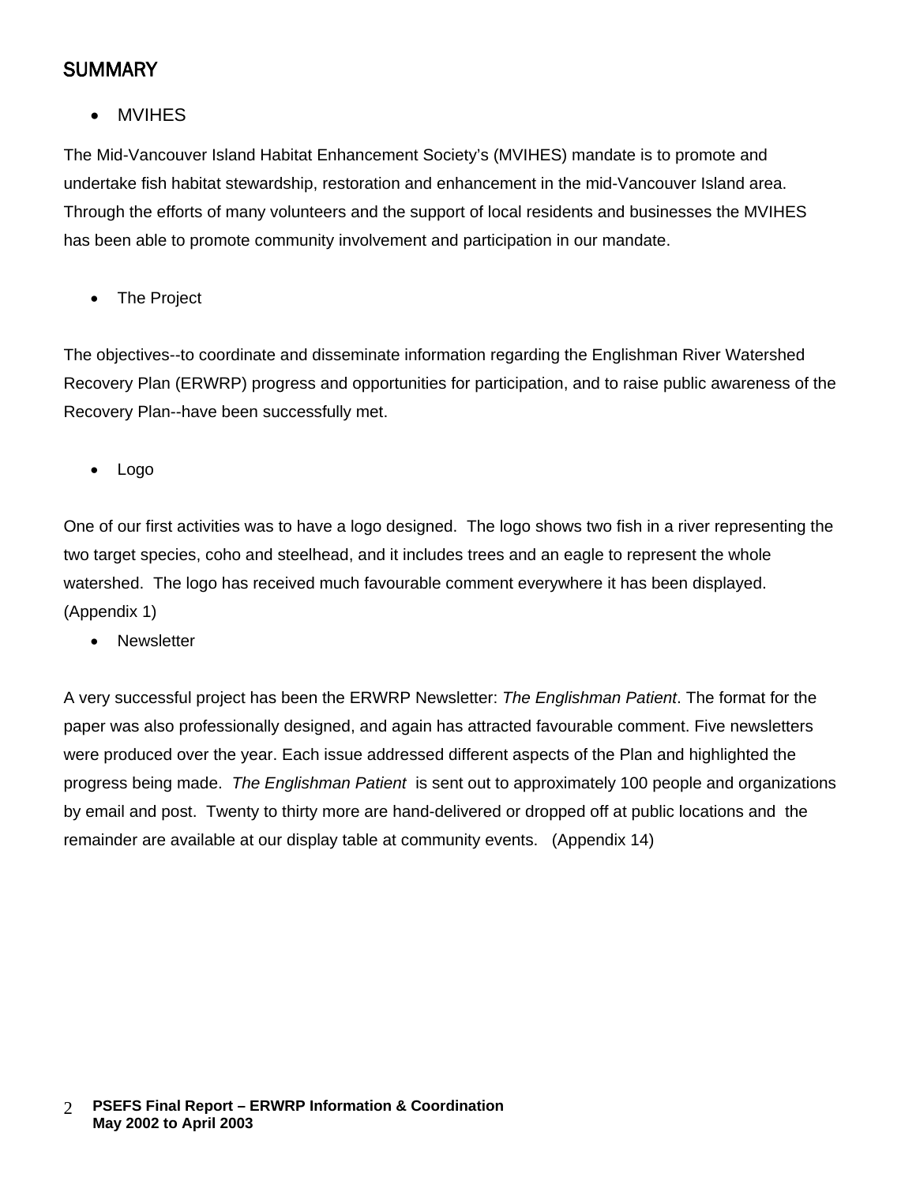## SUMMARY

- MVIHES

The Mid-Vancouver Island Habitat Enhancement Society's (MVIHES) mandate is to promote and undertake fish habitat stewardship, restoration and enhancement in the mid-Vancouver Island area. Through the efforts of many volunteers and the support of local residents and businesses the MVIHES has been able to promote community involvement and participation in our mandate.

- The Project

The objectives--to coordinate and disseminate information regarding the Englishman River Watershed Recovery Plan (ERWRP) progress and opportunities for participation, and to raise public awareness of the Recovery Plan--have been successfully met.

- Logo

One of our first activities was to have a logo designed. The logo shows two fish in a river representing the two target species, coho and steelhead, and it includes trees and an eagle to represent the whole watershed. The logo has received much favourable comment everywhere it has been displayed. (Appendix 1)

- Newsletter

A very successful project has been the ERWRP Newsletter: *The Englishman Patient*. The format for the paper was also professionally designed, and again has attracted favourable comment. Five newsletters were produced over the year. Each issue addressed different aspects of the Plan and highlighted the progress being made. *The Englishman Patient* is sent out to approximately 100 people and organizations by email and post. Twenty to thirty more are hand-delivered or dropped off at public locations and the remainder are available at our display table at community events. (Appendix 14)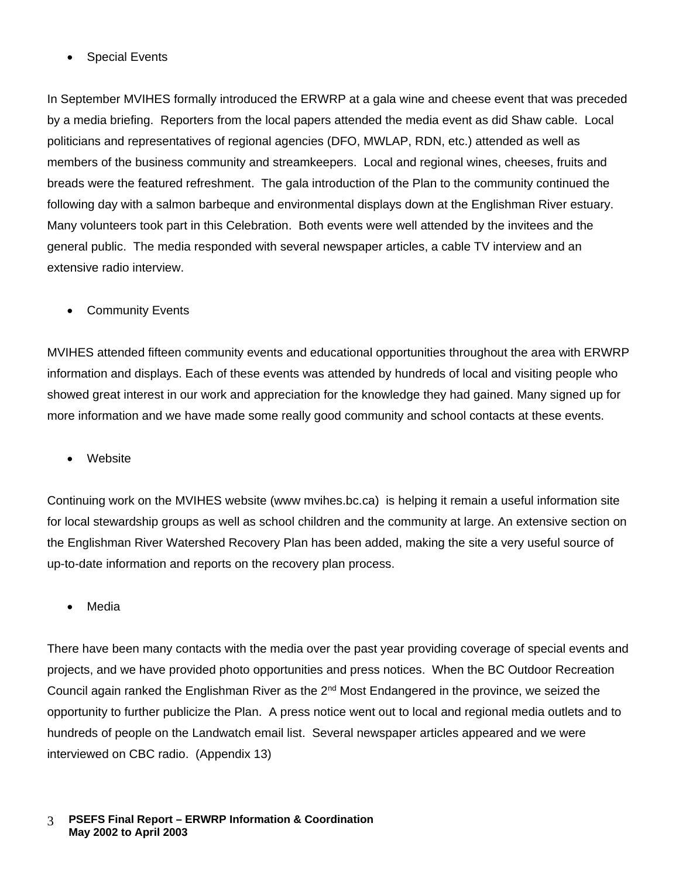- Special Events

In September MVIHES formally introduced the ERWRP at a gala wine and cheese event that was preceded by a media briefing.  Reporters from the local papers attended the media event as did Shaw cable.  Local politicians and representatives of regional agencies (DFO, MWLAP, RDN, etc.) attended as well as members of the business community and streamkeepers.  Local and regional wines, cheeses, fruits and breads were the featured refreshment.  The gala introduction of the Plan to the community continued the following day with a salmon barbeque and environmental displays down at the Englishman River estuary.  Many volunteers took part in this Celebration.  Both events were well attended by the invitees and the general public.  The media responded with several newspaper articles, a cable TV interview and an extensive radio interview.

- Community Events

MVIHES attended fifteen community events and educational opportunities throughout the area with ERWRP information and displays. Each of these events was attended by hundreds of local and visiting people who showed great interest in our work and appreciation for the knowledge they had gained. Many signed up for more information and we have made some really good community and school contacts at these events.

- Website

Continuing work on the MVIHES website (www mvihes.bc.ca)  is helping it remain a useful information site for local stewardship groups as well as school children and the community at large. An extensive section on the Englishman River Watershed Recovery Plan has been added, making the site a very useful source of up-to-date information and reports on the recovery plan process.

- Media

There have been many contacts with the media over the past year providing coverage of special events and projects, and we have provided photo opportunities and press notices.  When the BC Outdoor Recreation Council again ranked the Englishman River as the 2nd Most Endangered in the province, we seized the opportunity to further publicize the Plan.  A press notice went out to local and regional media outlets and to hundreds of people on the Landwatch email list.  Several newspaper articles appeared and we were interviewed on CBC radio.  (Appendix 13)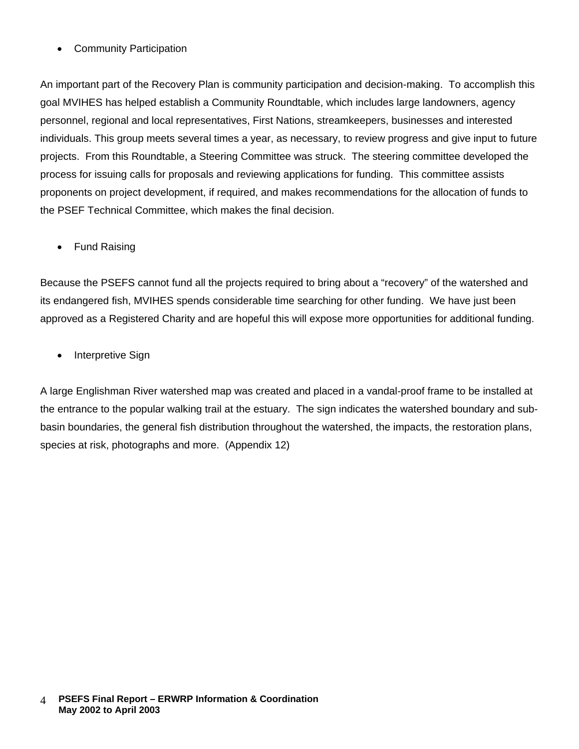- Community Participation

An important part of the Recovery Plan is community participation and decision-making. To accomplish this goal MVIHES has helped establish a Community Roundtable, which includes large landowners, agency personnel, regional and local representatives, First Nations, streamkeepers, businesses and interested individuals. This group meets several times a year, as necessary, to review progress and give input to future projects. From this Roundtable, a Steering Committee was struck. The steering committee developed the process for issuing calls for proposals and reviewing applications for funding. This committee assists proponents on project development, if required, and makes recommendations for the allocation of funds to the PSEF Technical Committee, which makes the final decision.

- Fund Raising

Because the PSEFS cannot fund all the projects required to bring about a "recovery" of the watershed and its endangered fish, MVIHES spends considerable time searching for other funding. We have just been approved as a Registered Charity and are hopeful this will expose more opportunities for additional funding.

- Interpretive Sign

A large Englishman River watershed map was created and placed in a vandal-proof frame to be installed at the entrance to the popular walking trail at the estuary. The sign indicates the watershed boundary and sub-basin boundaries, the general fish distribution throughout the watershed, the impacts, the restoration plans, species at risk, photographs and more. (Appendix 12)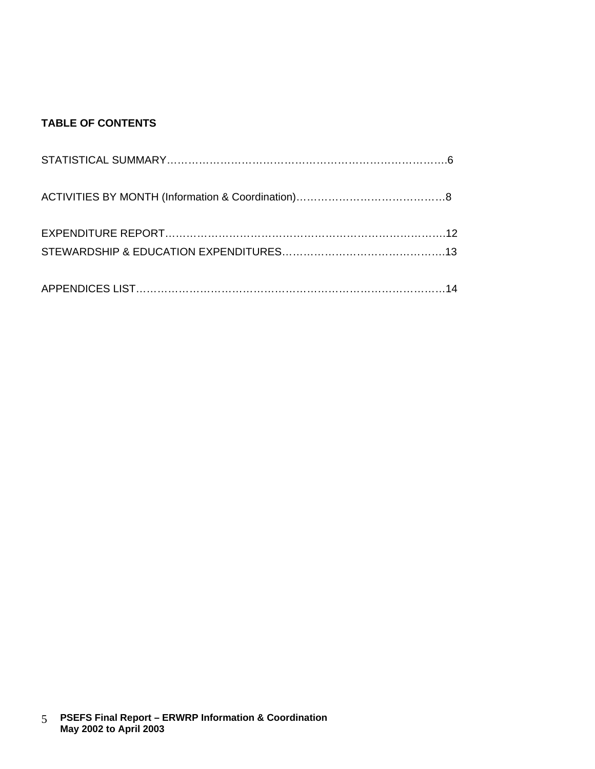**TABLE OF CONTENTS**

STATISTICAL SUMMARY……………………………………………………………………….6

ACTIVITIES BY MONTH (Information & Coordination)……………………………………8

EXPENDITURE REPORT……………………………………………………………………..12
STEWARDSHIP & EDUCATION EXPENDITURES……………………………………….13

APPENDICES LIST……………………………………………………………………………14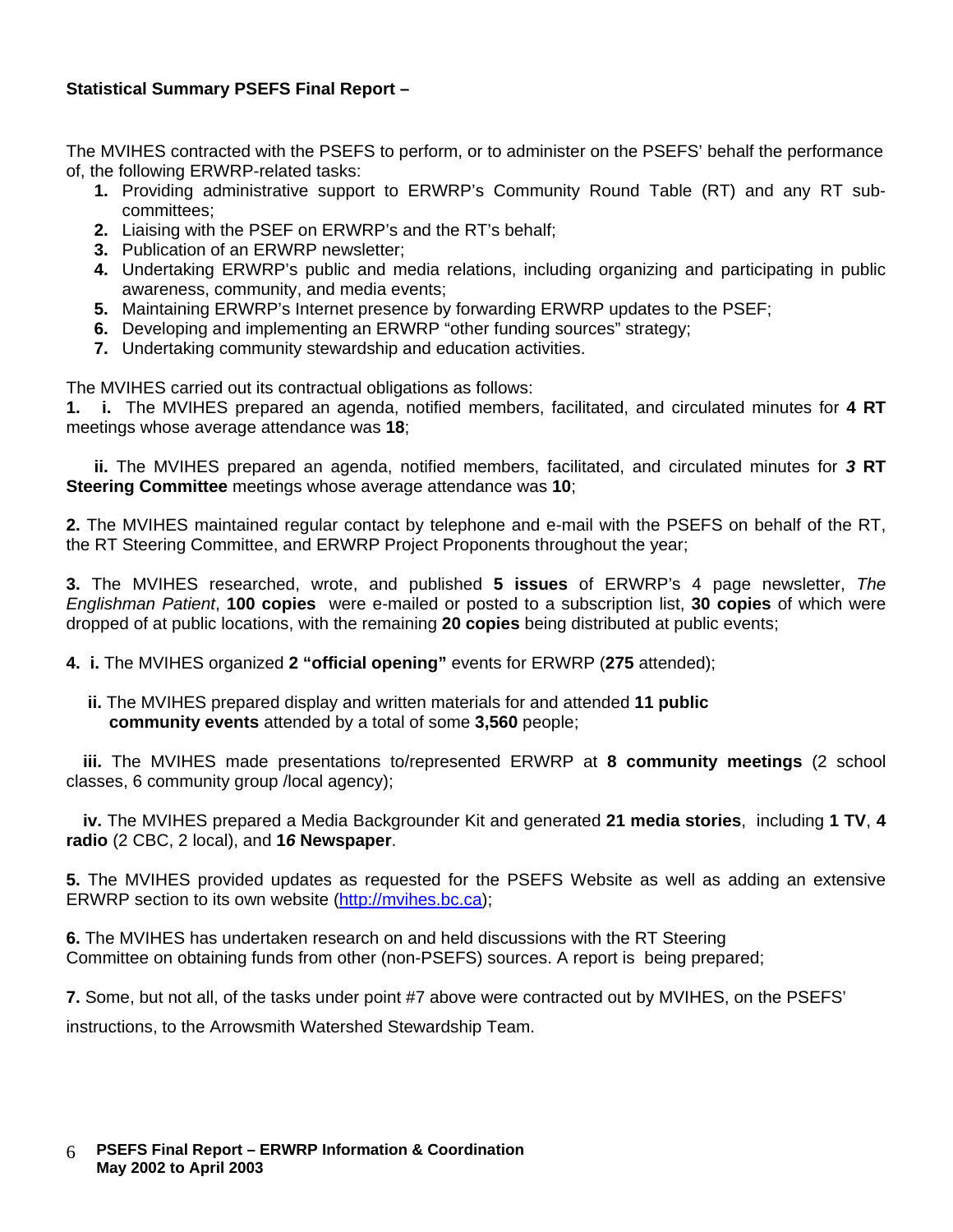**Statistical Summary PSEFS Final Report –**

The MVIHES contracted with the PSEFS to perform, or to administer on the PSEFS' behalf the performance of, the following ERWRP-related tasks:

1. Providing administrative support to ERWRP's Community Round Table (RT) and any RT sub-committees;
2. Liaising with the PSEF on ERWRP's and the RT's behalf;
3. Publication of an ERWRP newsletter;
4. Undertaking ERWRP's public and media relations, including organizing and participating in public awareness, community, and media events;
5. Maintaining ERWRP's Internet presence by forwarding ERWRP updates to the PSEF;
6. Developing and implementing an ERWRP "other funding sources" strategy;
7. Undertaking community stewardship and education activities.

The MVIHES carried out its contractual obligations as follows:

**1. i.** The MVIHES prepared an agenda, notified members, facilitated, and circulated minutes for **4 RT** meetings whose average attendance was **18**;

**ii.** The MVIHES prepared an agenda, notified members, facilitated, and circulated minutes for ***3* RT Steering Committee** meetings whose average attendance was **10**;

**2.** The MVIHES maintained regular contact by telephone and e-mail with the PSEFS on behalf of the RT, the RT Steering Committee, and ERWRP Project Proponents throughout the year;

**3.** The MVIHES researched, wrote, and published **5 issues** of ERWRP's 4 page newsletter, *The Englishman Patient*, **100 copies** were e-mailed or posted to a subscription list, **30 copies** of which were dropped of at public locations, with the remaining **20 copies** being distributed at public events;

**4. i.** The MVIHES organized **2 "official opening"** events for ERWRP (**275** attended);

**ii.** The MVIHES prepared display and written materials for and attended **11 public community events** attended by a total of some **3,560** people;

**iii.** The MVIHES made presentations to/represented ERWRP at **8 community meetings** (2 school classes, 6 community group /local agency);

**iv.** The MVIHES prepared a Media Backgrounder Kit and generated **21 media stories**, including **1 TV**, **4 radio** (2 CBC, 2 local), and **1*6* Newspaper**.

**5.** The MVIHES provided updates as requested for the PSEFS Website as well as adding an extensive ERWRP section to its own website (http://mvihes.bc.ca);

**6.** The MVIHES has undertaken research on and held discussions with the RT Steering Committee on obtaining funds from other (non-PSEFS) sources. A report is being prepared;

**7.** Some, but not all, of the tasks under point #7 above were contracted out by MVIHES, on the PSEFS' instructions, to the Arrowsmith Watershed Stewardship Team.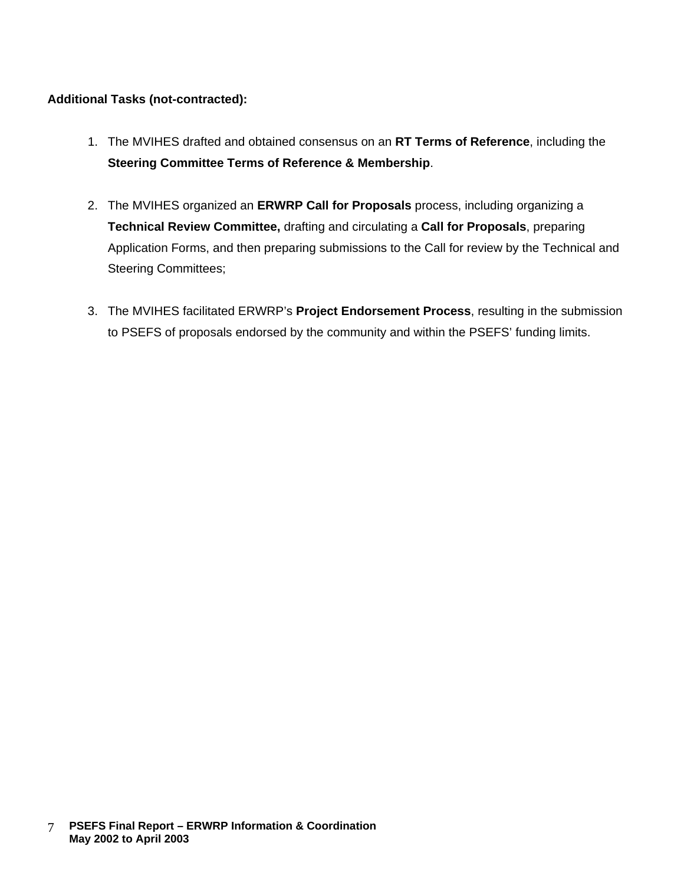**Additional Tasks (not-contracted):**

1. The MVIHES drafted and obtained consensus on an **RT Terms of Reference**, including the **Steering Committee Terms of Reference & Membership**.

2. The MVIHES organized an **ERWRP Call for Proposals** process, including organizing a **Technical Review Committee,** drafting and circulating a **Call for Proposals**, preparing Application Forms, and then preparing submissions to the Call for review by the Technical and Steering Committees;

3. The MVIHES facilitated ERWRP's **Project Endorsement Process**, resulting in the submission to PSEFS of proposals endorsed by the community and within the PSEFS' funding limits.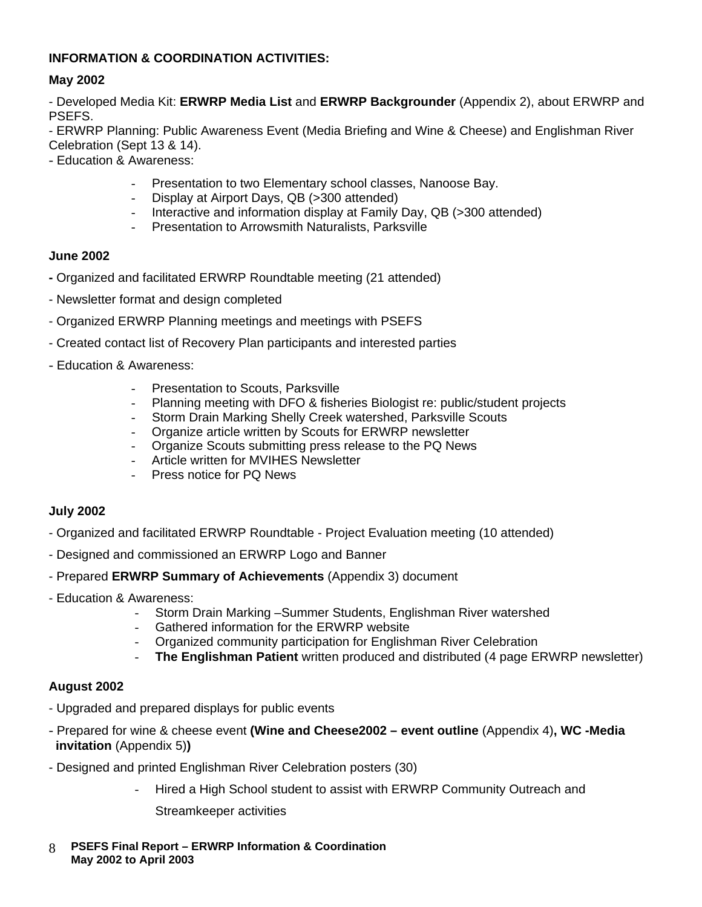**INFORMATION & COORDINATION ACTIVITIES:**

**May 2002**

- Developed Media Kit: **ERWRP Media List** and **ERWRP Backgrounder** (Appendix 2), about ERWRP and PSEFS.
- ERWRP Planning: Public Awareness Event (Media Briefing and Wine & Cheese) and Englishman River Celebration (Sept 13 & 14).
- Education & Awareness:
    - Presentation to two Elementary school classes, Nanoose Bay.
    - Display at Airport Days, QB (>300 attended)
    - Interactive and information display at Family Day, QB (>300 attended)
    - Presentation to Arrowsmith Naturalists, Parksville

**June 2002**

- Organized and facilitated ERWRP Roundtable meeting (21 attended)
- Newsletter format and design completed
- Organized ERWRP Planning meetings and meetings with PSEFS
- Created contact list of Recovery Plan participants and interested parties
- Education & Awareness:
    - Presentation to Scouts, Parksville
    - Planning meeting with DFO & fisheries Biologist re: public/student projects
    - Storm Drain Marking Shelly Creek watershed, Parksville Scouts
    - Organize article written by Scouts for ERWRP newsletter
    - Organize Scouts submitting press release to the PQ News
    - Article written for MVIHES Newsletter
    - Press notice for PQ News

**July 2002**

- Organized and facilitated ERWRP Roundtable - Project Evaluation meeting (10 attended)
- Designed and commissioned an ERWRP Logo and Banner
- Prepared **ERWRP Summary of Achievements** (Appendix 3) document
- Education & Awareness:
    - Storm Drain Marking –Summer Students, Englishman River watershed
    - Gathered information for the ERWRP website
    - Organized community participation for Englishman River Celebration
    - **The Englishman Patient** written produced and distributed (4 page ERWRP newsletter)

**August 2002**

- Upgraded and prepared displays for public events
- Prepared for wine & cheese event **(Wine and Cheese2002 – event outline** (Appendix 4)**, WC -Media invitation** (Appendix 5)**)**
- Designed and printed Englishman River Celebration posters (30)
    - Hired a High School student to assist with ERWRP Community Outreach and Streamkeeper activities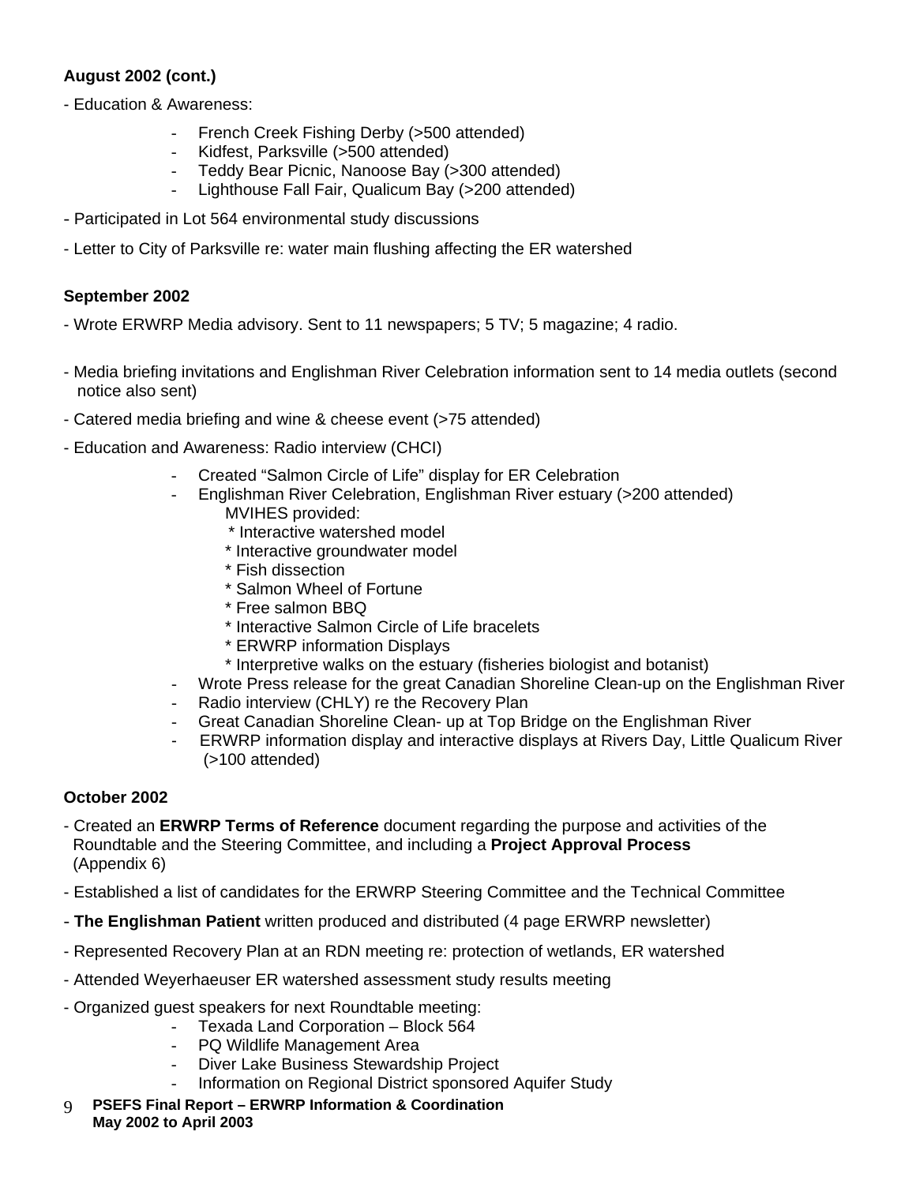**August 2002 (cont.)**

- Education & Awareness:
    - French Creek Fishing Derby (>500 attended)
    - Kidfest, Parksville (>500 attended)
    - Teddy Bear Picnic, Nanoose Bay (>300 attended)
    - Lighthouse Fall Fair, Qualicum Bay (>200 attended)
- Participated in Lot 564 environmental study discussions
- Letter to City of Parksville re: water main flushing affecting the ER watershed

**September 2002**

- Wrote ERWRP Media advisory. Sent to 11 newspapers; 5 TV; 5 magazine; 4 radio.
- Media briefing invitations and Englishman River Celebration information sent to 14 media outlets (second notice also sent)
- Catered media briefing and wine & cheese event (>75 attended)
- Education and Awareness: Radio interview (CHCI)
    - Created "Salmon Circle of Life" display for ER Celebration
    - Englishman River Celebration, Englishman River estuary (>200 attended)
      MVIHES provided:
        * Interactive watershed model
        * Interactive groundwater model
        * Fish dissection
        * Salmon Wheel of Fortune
        * Free salmon BBQ
        * Interactive Salmon Circle of Life bracelets
        * ERWRP information Displays
        * Interpretive walks on the estuary (fisheries biologist and botanist)
    - Wrote Press release for the great Canadian Shoreline Clean-up on the Englishman River
    - Radio interview (CHLY) re the Recovery Plan
    - Great Canadian Shoreline Clean- up at Top Bridge on the Englishman River
    - ERWRP information display and interactive displays at Rivers Day, Little Qualicum River (>100 attended)

**October 2002**

- Created an **ERWRP Terms of Reference** document regarding the purpose and activities of the Roundtable and the Steering Committee, and including a **Project Approval Process** (Appendix 6)
- Established a list of candidates for the ERWRP Steering Committee and the Technical Committee
- **The Englishman Patient** written produced and distributed (4 page ERWRP newsletter)
- Represented Recovery Plan at an RDN meeting re: protection of wetlands, ER watershed
- Attended Weyerhaeuser ER watershed assessment study results meeting
- Organized guest speakers for next Roundtable meeting:
    - Texada Land Corporation – Block 564
    - PQ Wildlife Management Area
    - Diver Lake Business Stewardship Project
    - Information on Regional District sponsored Aquifer Study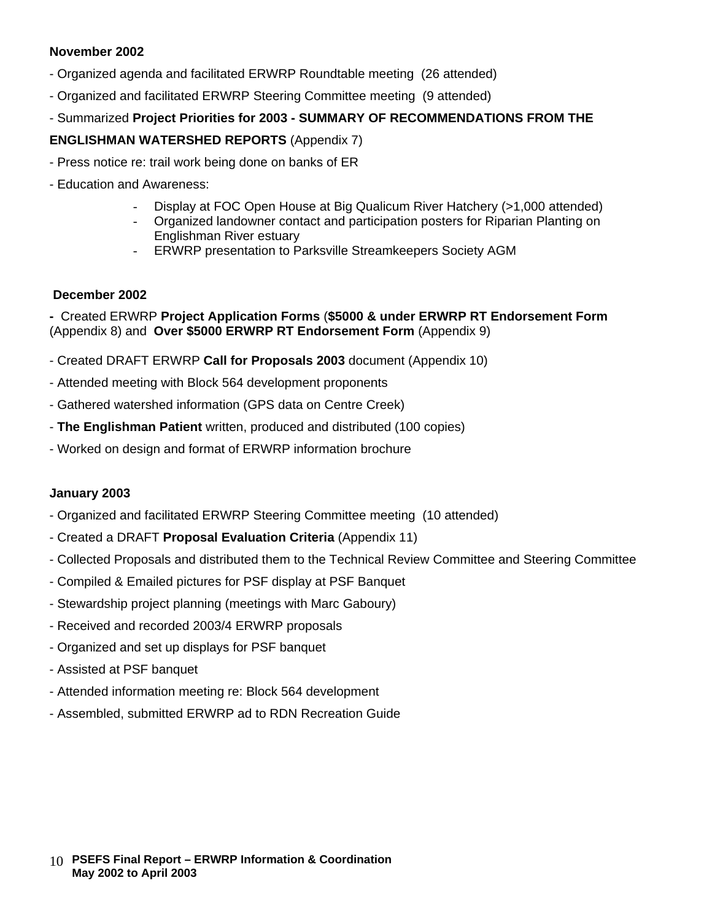**November 2002**

- Organized agenda and facilitated ERWRP Roundtable meeting (26 attended)
- Organized and facilitated ERWRP Steering Committee meeting (9 attended)
- Summarized **Project Priorities for 2003 - SUMMARY OF RECOMMENDATIONS FROM THE ENGLISHMAN WATERSHED REPORTS** (Appendix 7)
- Press notice re: trail work being done on banks of ER
- Education and Awareness:
    - Display at FOC Open House at Big Qualicum River Hatchery (>1,000 attended)
    - Organized landowner contact and participation posters for Riparian Planting on Englishman River estuary
    - ERWRP presentation to Parksville Streamkeepers Society AGM

**December 2002**

- Created ERWRP **Project Application Forms** (**$5000 & under ERWRP RT Endorsement Form** (Appendix 8) and **Over $5000 ERWRP RT Endorsement Form** (Appendix 9)
- Created DRAFT ERWRP **Call for Proposals 2003** document (Appendix 10)
- Attended meeting with Block 564 development proponents
- Gathered watershed information (GPS data on Centre Creek)
- **The Englishman Patient** written, produced and distributed (100 copies)
- Worked on design and format of ERWRP information brochure

**January 2003**

- Organized and facilitated ERWRP Steering Committee meeting (10 attended)
- Created a DRAFT **Proposal Evaluation Criteria** (Appendix 11)
- Collected Proposals and distributed them to the Technical Review Committee and Steering Committee
- Compiled & Emailed pictures for PSF display at PSF Banquet
- Stewardship project planning (meetings with Marc Gaboury)
- Received and recorded 2003/4 ERWRP proposals
- Organized and set up displays for PSF banquet
- Assisted at PSF banquet
- Attended information meeting re: Block 564 development
- Assembled, submitted ERWRP ad to RDN Recreation Guide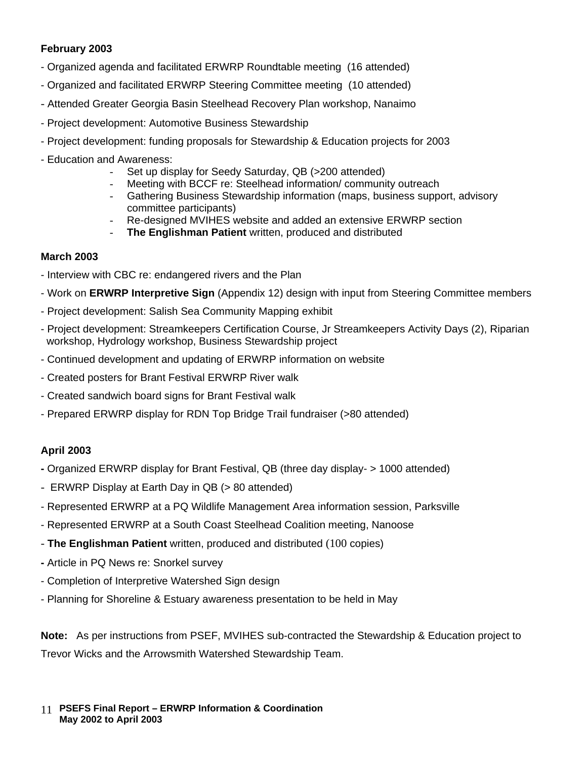**February 2003**

- Organized agenda and facilitated ERWRP Roundtable meeting (16 attended)
- Organized and facilitated ERWRP Steering Committee meeting (10 attended)
- Attended Greater Georgia Basin Steelhead Recovery Plan workshop, Nanaimo
- Project development: Automotive Business Stewardship
- Project development: funding proposals for Stewardship & Education projects for 2003
- Education and Awareness:
    - Set up display for Seedy Saturday, QB (>200 attended)
    - Meeting with BCCF re: Steelhead information/ community outreach
    - Gathering Business Stewardship information (maps, business support, advisory committee participants)
    - Re-designed MVIHES website and added an extensive ERWRP section
    - **The Englishman Patient** written, produced and distributed

**March 2003**

- Interview with CBC re: endangered rivers and the Plan
- Work on **ERWRP Interpretive Sign** (Appendix 12) design with input from Steering Committee members
- Project development: Salish Sea Community Mapping exhibit
- Project development: Streamkeepers Certification Course, Jr Streamkeepers Activity Days (2), Riparian workshop, Hydrology workshop, Business Stewardship project
- Continued development and updating of ERWRP information on website
- Created posters for Brant Festival ERWRP River walk
- Created sandwich board signs for Brant Festival walk
- Prepared ERWRP display for RDN Top Bridge Trail fundraiser (>80 attended)

**April 2003**

- Organized ERWRP display for Brant Festival, QB (three day display- > 1000 attended)
- ERWRP Display at Earth Day in QB (> 80 attended)
- Represented ERWRP at a PQ Wildlife Management Area information session, Parksville
- Represented ERWRP at a South Coast Steelhead Coalition meeting, Nanoose
- **The Englishman Patient** written, produced and distributed (100 copies)
- Article in PQ News re: Snorkel survey
- Completion of Interpretive Watershed Sign design
- Planning for Shoreline & Estuary awareness presentation to be held in May

**Note:** As per instructions from PSEF, MVIHES sub-contracted the Stewardship & Education project to Trevor Wicks and the Arrowsmith Watershed Stewardship Team.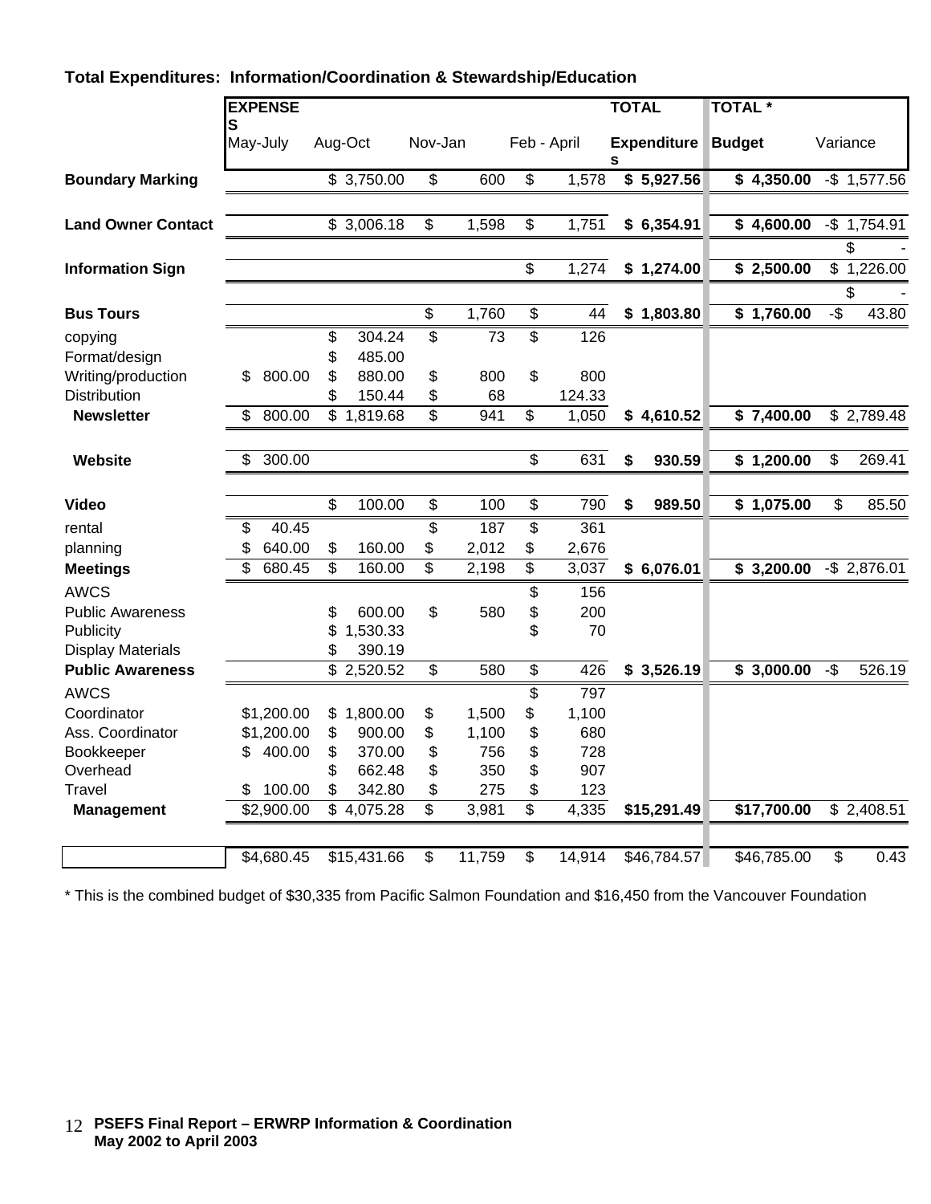**Total Expenditures: Information/Coordination & Stewardship/Education**

| | EXPENSES May-July | Aug-Oct | Nov-Jan | Feb - April | TOTAL Expenditures | TOTAL * Budget | Variance |
|---|---|---|---|---|---|---|---|
| **Boundary Marking** | | $ 3,750.00 | $ 600 | $ 1,578 | **$ 5,927.56** | **$ 4,350.00** | -$ 1,577.56 |
| **Land Owner Contact** | | $ 3,006.18 | $ 1,598 | $ 1,751 | **$ 6,354.91** | **$ 4,600.00** | -$ 1,754.91 |
| | | | | | | | $ - |
| **Information Sign** | | | | $ 1,274 | **$ 1,274.00** | **$ 2,500.00** | $ 1,226.00 |
| | | | | | | | $ - |
| **Bus Tours** | | | $ 1,760 | $ 44 | **$ 1,803.80** | **$ 1,760.00** | -$ 43.80 |
| copying | | $ 304.24 | $ 73 | $ 126 | | | |
| Format/design | | $ 485.00 | | | | | |
| Writing/production | $ 800.00 | $ 880.00 | $ 800 | $ 800 | | | |
| Distribution | | $ 150.44 | $ 68 | 124.33 | | | |
| **Newsletter** | $ 800.00 | $ 1,819.68 | $ 941 | $ 1,050 | **$ 4,610.52** | **$ 7,400.00** | $ 2,789.48 |
| **Website** | $ 300.00 | | | $ 631 | **$ 930.59** | **$ 1,200.00** | $ 269.41 |
| **Video** | | $ 100.00 | $ 100 | $ 790 | **$ 989.50** | **$ 1,075.00** | $ 85.50 |
| rental | $ 40.45 | | $ 187 | $ 361 | | | |
| planning | $ 640.00 | $ 160.00 | $ 2,012 | $ 2,676 | | | |
| **Meetings** | $ 680.45 | $ 160.00 | $ 2,198 | $ 3,037 | **$ 6,076.01** | **$ 3,200.00** | -$ 2,876.01 |
| AWCS | | | | $ 156 | | | |
| Public Awareness | | $ 600.00 | $ 580 | $ 200 | | | |
| Publicity | | $ 1,530.33 | | $ 70 | | | |
| Display Materials | | $ 390.19 | | | | | |
| **Public Awareness** | | $ 2,520.52 | $ 580 | $ 426 | **$ 3,526.19** | **$ 3,000.00** | -$ 526.19 |
| AWCS | | | | $ 797 | | | |
| Coordinator | $1,200.00 | $ 1,800.00 | $ 1,500 | $ 1,100 | | | |
| Ass. Coordinator | $1,200.00 | $ 900.00 | $ 1,100 | $ 680 | | | |
| Bookkeeper | $ 400.00 | $ 370.00 | $ 756 | $ 728 | | | |
| Overhead | | $ 662.48 | $ 350 | $ 907 | | | |
| Travel | $ 100.00 | $ 342.80 | $ 275 | $ 123 | | | |
| **Management** | $2,900.00 | $ 4,075.28 | $ 3,981 | $ 4,335 | **$15,291.49** | **$17,700.00** | $ 2,408.51 |
| | $4,680.45 | $15,431.66 | $ 11,759 | $ 14,914 | $46,784.57 | $46,785.00 | $ 0.43 |

\* This is the combined budget of $30,335 from Pacific Salmon Foundation and $16,450 from the Vancouver Foundation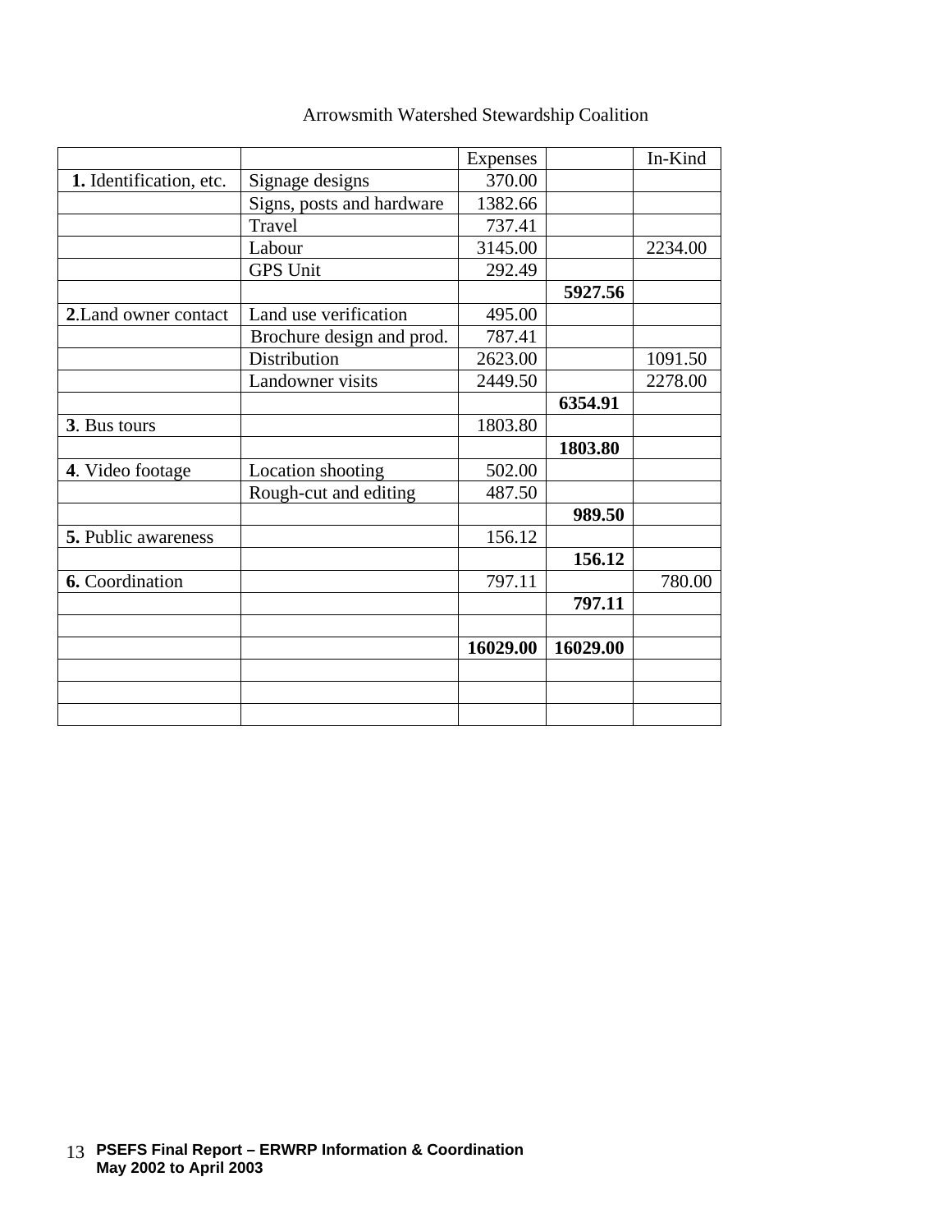Arrowsmith Watershed Stewardship Coalition

| | | Expenses | | In-Kind |
|---|---|---|---|---|
| **1.** Identification, etc. | Signage designs | 370.00 | | |
| | Signs, posts and hardware | 1382.66 | | |
| | Travel | 737.41 | | |
| | Labour | 3145.00 | | 2234.00 |
| | GPS Unit | 292.49 | | |
| | | | **5927.56** | |
| **2**.Land owner contact | Land use verification | 495.00 | | |
| | Brochure design and prod. | 787.41 | | |
| | Distribution | 2623.00 | | 1091.50 |
| | Landowner visits | 2449.50 | | 2278.00 |
| | | | **6354.91** | |
| **3**. Bus tours | | 1803.80 | | |
| | | | **1803.80** | |
| **4**. Video footage | Location shooting | 502.00 | | |
| | Rough-cut and editing | 487.50 | | |
| | | | **989.50** | |
| **5.** Public awareness | | 156.12 | | |
| | | | **156.12** | |
| **6.** Coordination | | 797.11 | | 780.00 |
| | | | **797.11** | |
| | | | | |
| | | **16029.00** | **16029.00** | |
| | | | | |
| | | | | |
| | | | | |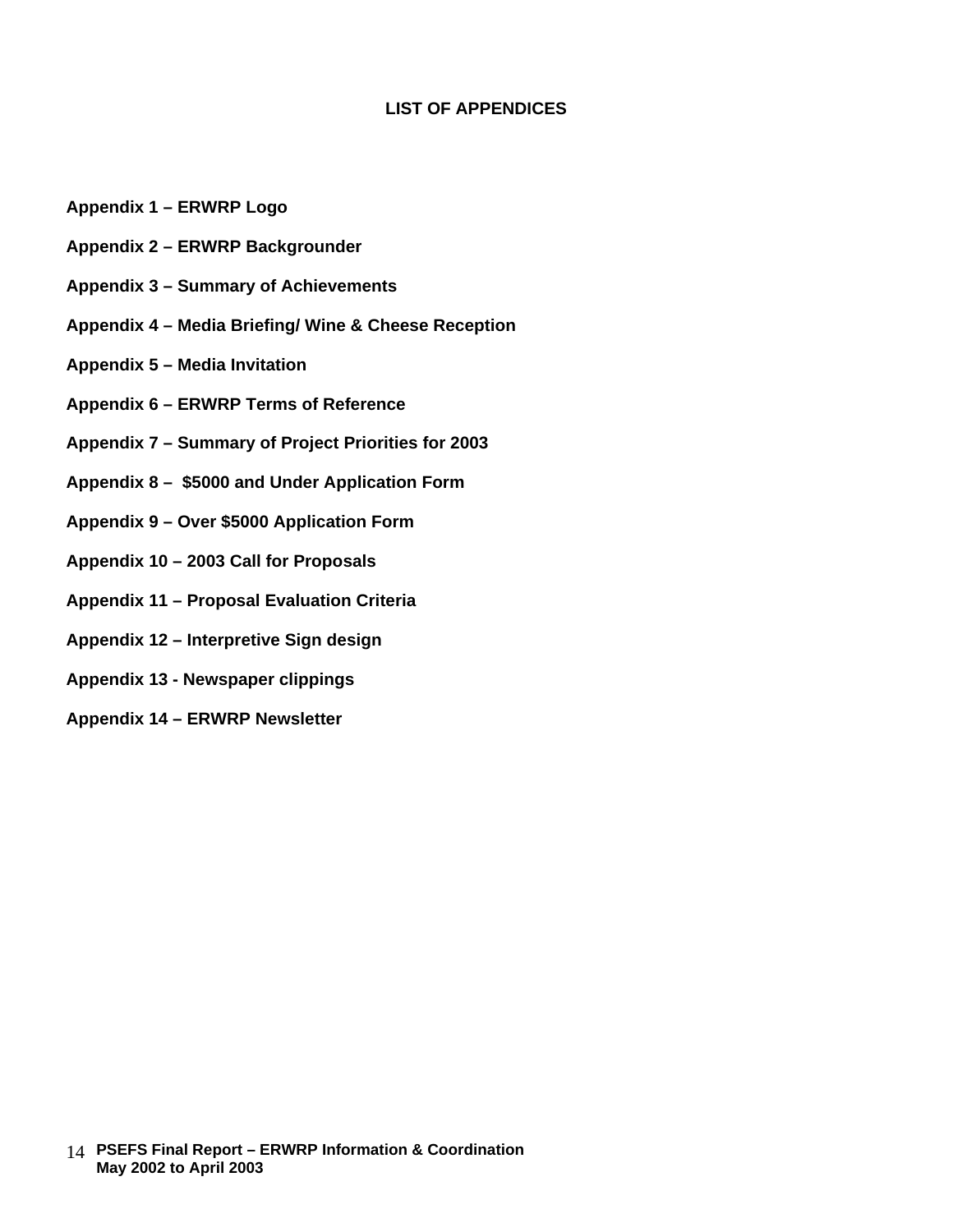## LIST OF APPENDICES

**Appendix 1 – ERWRP Logo**

**Appendix 2 – ERWRP Backgrounder**

**Appendix 3 – Summary of Achievements**

**Appendix 4 – Media Briefing/ Wine & Cheese Reception**

**Appendix 5 – Media Invitation**

**Appendix 6 – ERWRP Terms of Reference**

**Appendix 7 – Summary of Project Priorities for 2003**

**Appendix 8 – $5000 and Under Application Form**

**Appendix 9 – Over $5000 Application Form**

**Appendix 10 – 2003 Call for Proposals**

**Appendix 11 – Proposal Evaluation Criteria**

**Appendix 12 – Interpretive Sign design**

**Appendix 13 - Newspaper clippings**

**Appendix 14 – ERWRP Newsletter**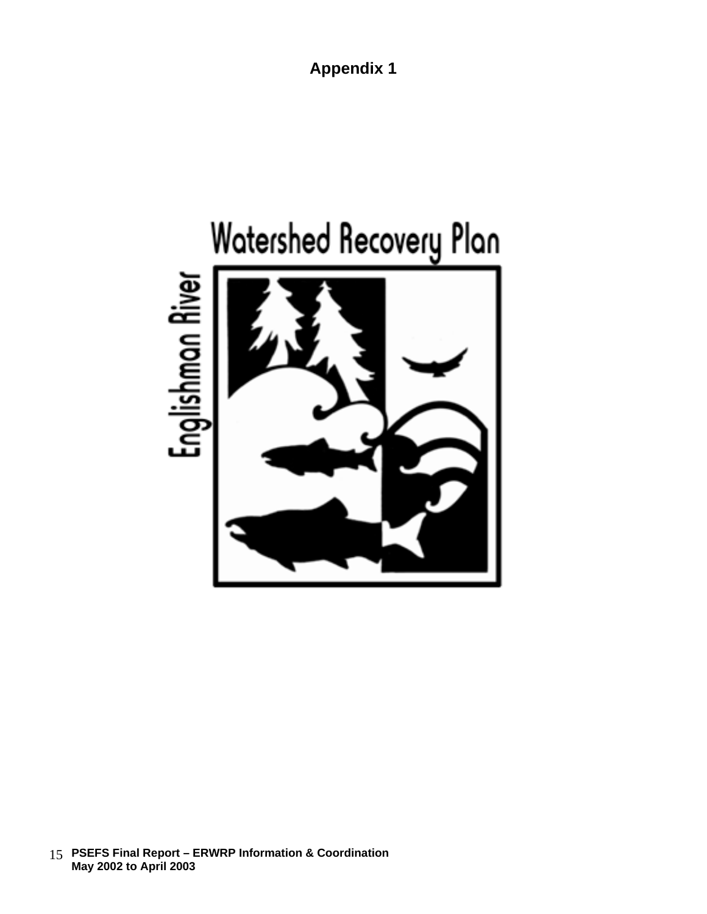# Appendix 1

Watershed Recovery Plan

Englishman River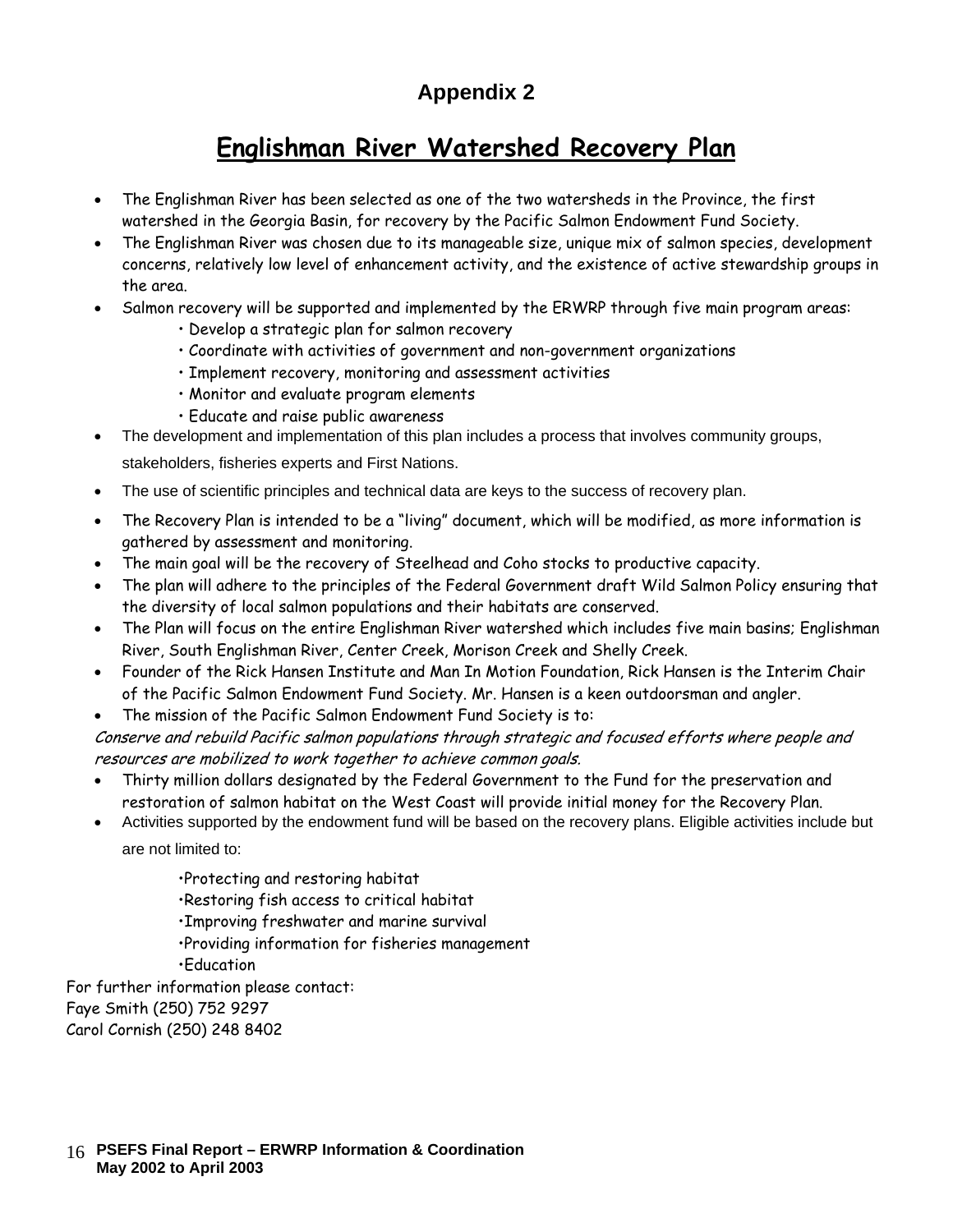## Appendix 2

# Englishman River Watershed Recovery Plan

- The Englishman River has been selected as one of the two watersheds in the Province, the first watershed in the Georgia Basin, for recovery by the Pacific Salmon Endowment Fund Society.
- The Englishman River was chosen due to its manageable size, unique mix of salmon species, development concerns, relatively low level of enhancement activity, and the existence of active stewardship groups in the area.
- Salmon recovery will be supported and implemented by the ERWRP through five main program areas:
    - Develop a strategic plan for salmon recovery
    - Coordinate with activities of government and non-government organizations
    - Implement recovery, monitoring and assessment activities
    - Monitor and evaluate program elements
    - Educate and raise public awareness
- The development and implementation of this plan includes a process that involves community groups, stakeholders, fisheries experts and First Nations.
- The use of scientific principles and technical data are keys to the success of recovery plan.
- The Recovery Plan is intended to be a "living" document, which will be modified, as more information is gathered by assessment and monitoring.
- The main goal will be the recovery of Steelhead and Coho stocks to productive capacity.
- The plan will adhere to the principles of the Federal Government draft Wild Salmon Policy ensuring that the diversity of local salmon populations and their habitats are conserved.
- The Plan will focus on the entire Englishman River watershed which includes five main basins; Englishman River, South Englishman River, Center Creek, Morison Creek and Shelly Creek.
- Founder of the Rick Hansen Institute and Man In Motion Foundation, Rick Hansen is the Interim Chair of the Pacific Salmon Endowment Fund Society. Mr. Hansen is a keen outdoorsman and angler.
- The mission of the Pacific Salmon Endowment Fund Society is to:

*Conserve and rebuild Pacific salmon populations through strategic and focused efforts where people and resources are mobilized to work together to achieve common goals.*

- Thirty million dollars designated by the Federal Government to the Fund for the preservation and restoration of salmon habitat on the West Coast will provide initial money for the Recovery Plan.
- Activities supported by the endowment fund will be based on the recovery plans. Eligible activities include but are not limited to:
    - Protecting and restoring habitat
    - Restoring fish access to critical habitat
    - Improving freshwater and marine survival
    - Providing information for fisheries management
    - Education

For further information please contact:
Faye Smith (250) 752 9297
Carol Cornish (250) 248 8402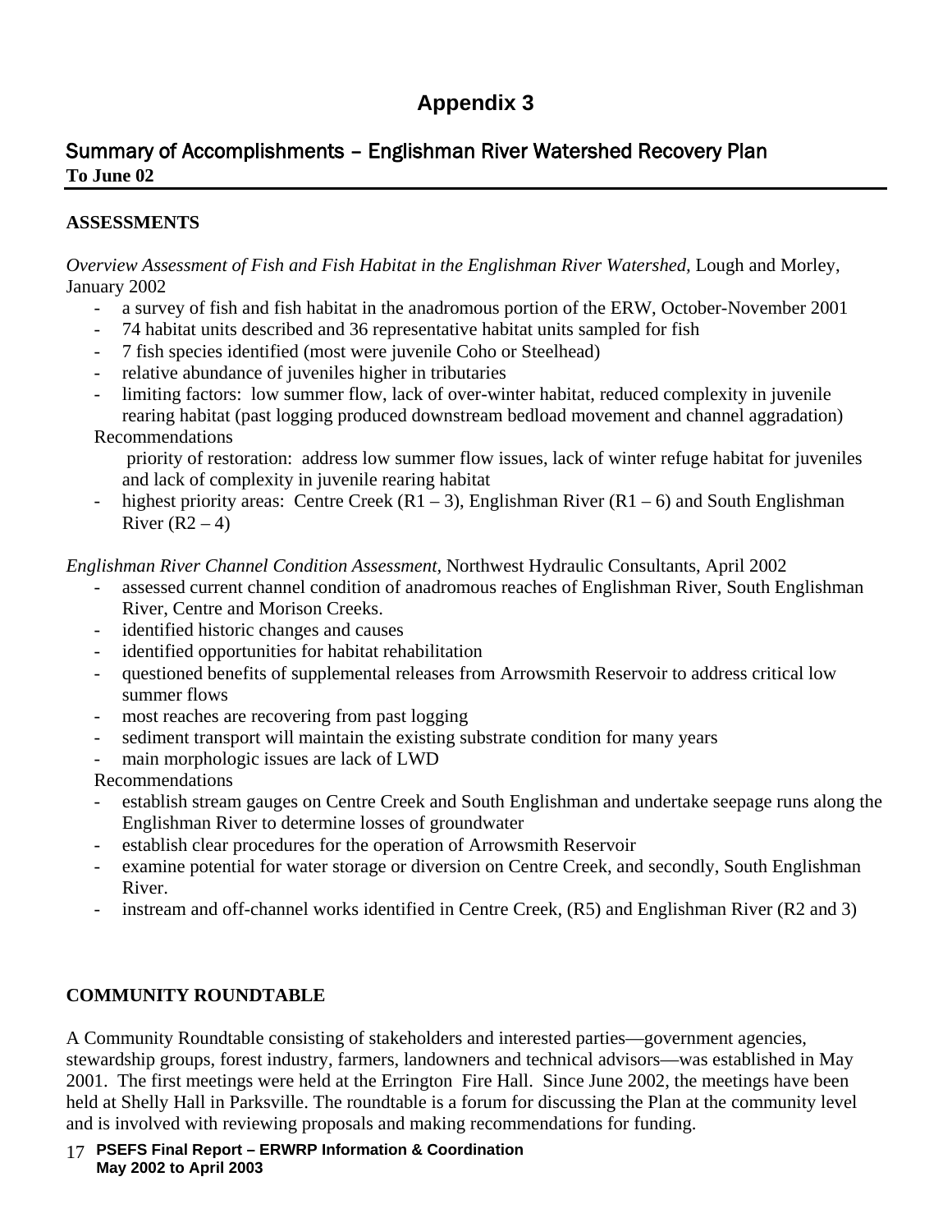# Appendix 3

## Summary of Accomplishments – Englishman River Watershed Recovery Plan

**To June 02**

### ASSESSMENTS

*Overview Assessment of Fish and Fish Habitat in the Englishman River Watershed,* Lough and Morley, January 2002

- a survey of fish and fish habitat in the anadromous portion of the ERW, October-November 2001
- 74 habitat units described and 36 representative habitat units sampled for fish
- 7 fish species identified (most were juvenile Coho or Steelhead)
- relative abundance of juveniles higher in tributaries
- limiting factors: low summer flow, lack of over-winter habitat, reduced complexity in juvenile rearing habitat (past logging produced downstream bedload movement and channel aggradation)

Recommendations

priority of restoration: address low summer flow issues, lack of winter refuge habitat for juveniles and lack of complexity in juvenile rearing habitat

- highest priority areas: Centre Creek (R1 – 3), Englishman River (R1 – 6) and South Englishman River (R2 – 4)

*Englishman River Channel Condition Assessment,* Northwest Hydraulic Consultants, April 2002

- assessed current channel condition of anadromous reaches of Englishman River, South Englishman River, Centre and Morison Creeks.
- identified historic changes and causes
- identified opportunities for habitat rehabilitation
- questioned benefits of supplemental releases from Arrowsmith Reservoir to address critical low summer flows
- most reaches are recovering from past logging
- sediment transport will maintain the existing substrate condition for many years
- main morphologic issues are lack of LWD

Recommendations

- establish stream gauges on Centre Creek and South Englishman and undertake seepage runs along the Englishman River to determine losses of groundwater
- establish clear procedures for the operation of Arrowsmith Reservoir
- examine potential for water storage or diversion on Centre Creek, and secondly, South Englishman River.
- instream and off-channel works identified in Centre Creek, (R5) and Englishman River (R2 and 3)

### COMMUNITY ROUNDTABLE

A Community Roundtable consisting of stakeholders and interested parties—government agencies, stewardship groups, forest industry, farmers, landowners and technical advisors—was established in May 2001. The first meetings were held at the Errington Fire Hall. Since June 2002, the meetings have been held at Shelly Hall in Parksville. The roundtable is a forum for discussing the Plan at the community level and is involved with reviewing proposals and making recommendations for funding.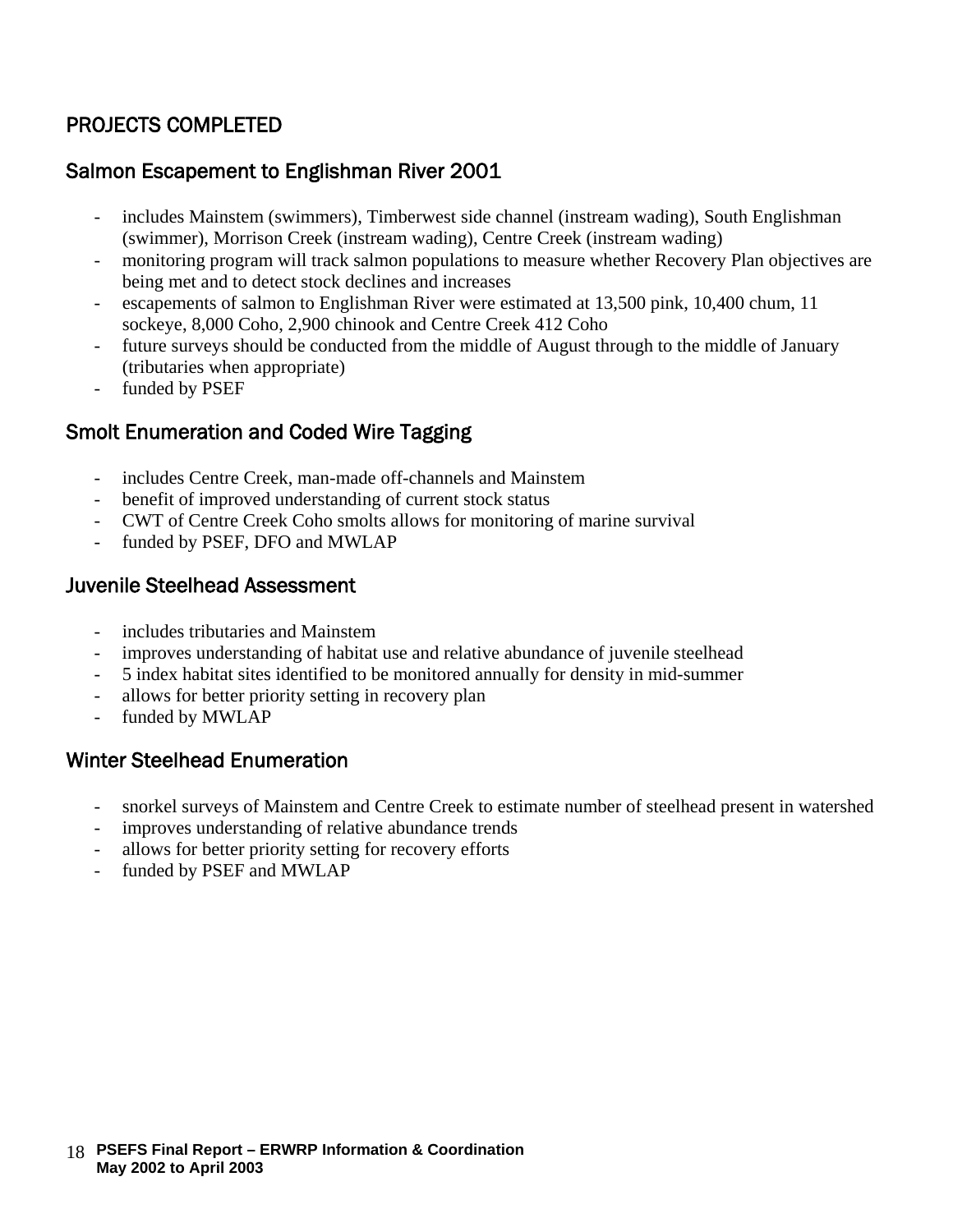## PROJECTS COMPLETED

### Salmon Escapement to Englishman River 2001

- includes Mainstem (swimmers), Timberwest side channel (instream wading), South Englishman (swimmer), Morrison Creek (instream wading), Centre Creek (instream wading)
- monitoring program will track salmon populations to measure whether Recovery Plan objectives are being met and to detect stock declines and increases
- escapements of salmon to Englishman River were estimated at 13,500 pink, 10,400 chum, 11 sockeye, 8,000 Coho, 2,900 chinook and Centre Creek 412 Coho
- future surveys should be conducted from the middle of August through to the middle of January (tributaries when appropriate)
- funded by PSEF

### Smolt Enumeration and Coded Wire Tagging

- includes Centre Creek, man-made off-channels and Mainstem
- benefit of improved understanding of current stock status
- CWT of Centre Creek Coho smolts allows for monitoring of marine survival
- funded by PSEF, DFO and MWLAP

### Juvenile Steelhead Assessment

- includes tributaries and Mainstem
- improves understanding of habitat use and relative abundance of juvenile steelhead
- 5 index habitat sites identified to be monitored annually for density in mid-summer
- allows for better priority setting in recovery plan
- funded by MWLAP

### Winter Steelhead Enumeration

- snorkel surveys of Mainstem and Centre Creek to estimate number of steelhead present in watershed
- improves understanding of relative abundance trends
- allows for better priority setting for recovery efforts
- funded by PSEF and MWLAP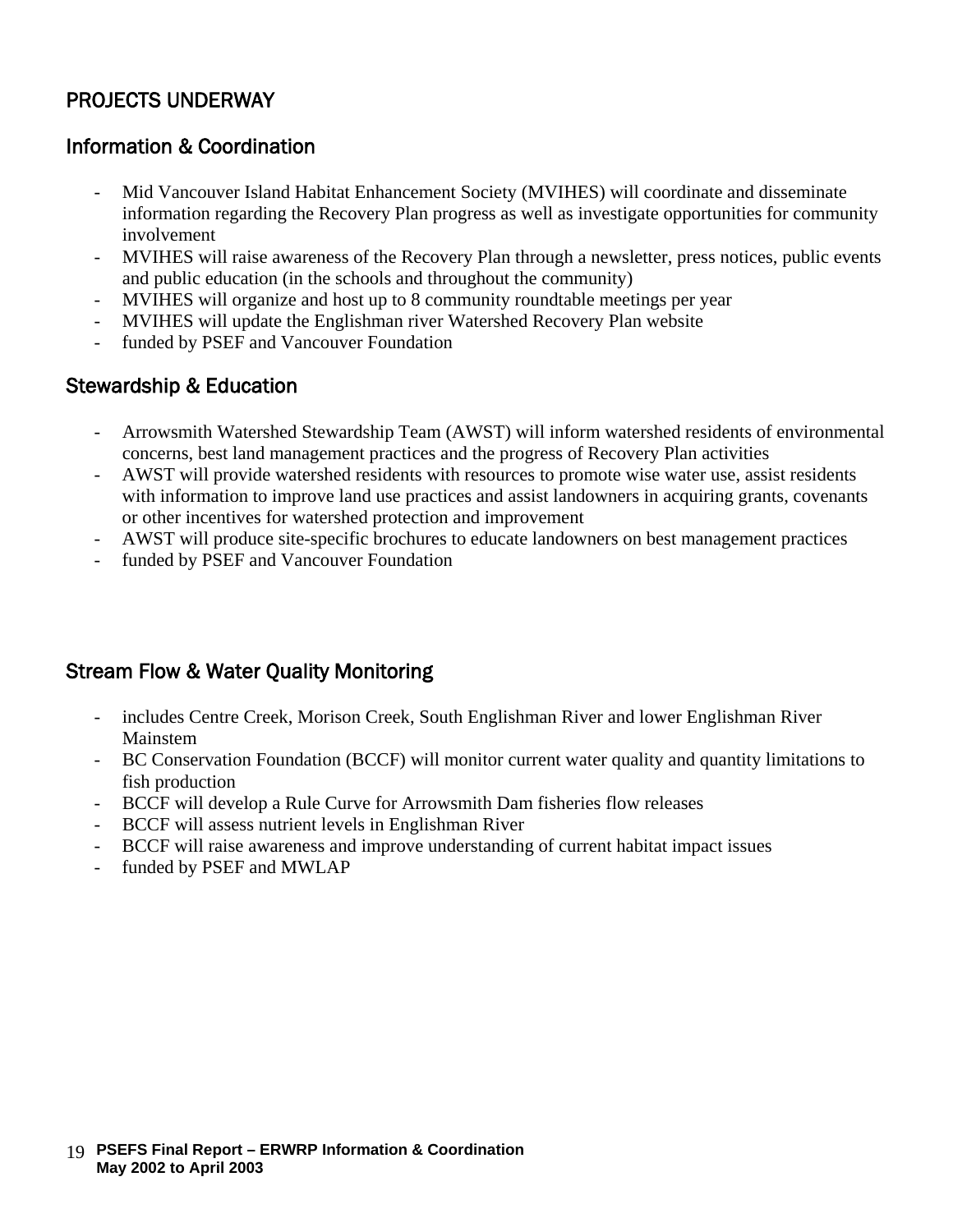## PROJECTS UNDERWAY

### Information & Coordination

- Mid Vancouver Island Habitat Enhancement Society (MVIHES) will coordinate and disseminate information regarding the Recovery Plan progress as well as investigate opportunities for community involvement
- MVIHES will raise awareness of the Recovery Plan through a newsletter, press notices, public events and public education (in the schools and throughout the community)
- MVIHES will organize and host up to 8 community roundtable meetings per year
- MVIHES will update the Englishman river Watershed Recovery Plan website
- funded by PSEF and Vancouver Foundation

### Stewardship & Education

- Arrowsmith Watershed Stewardship Team (AWST) will inform watershed residents of environmental concerns, best land management practices and the progress of Recovery Plan activities
- AWST will provide watershed residents with resources to promote wise water use, assist residents with information to improve land use practices and assist landowners in acquiring grants, covenants or other incentives for watershed protection and improvement
- AWST will produce site-specific brochures to educate landowners on best management practices
- funded by PSEF and Vancouver Foundation

### Stream Flow & Water Quality Monitoring

- includes Centre Creek, Morison Creek, South Englishman River and lower Englishman River Mainstem
- BC Conservation Foundation (BCCF) will monitor current water quality and quantity limitations to fish production
- BCCF will develop a Rule Curve for Arrowsmith Dam fisheries flow releases
- BCCF will assess nutrient levels in Englishman River
- BCCF will raise awareness and improve understanding of current habitat impact issues
- funded by PSEF and MWLAP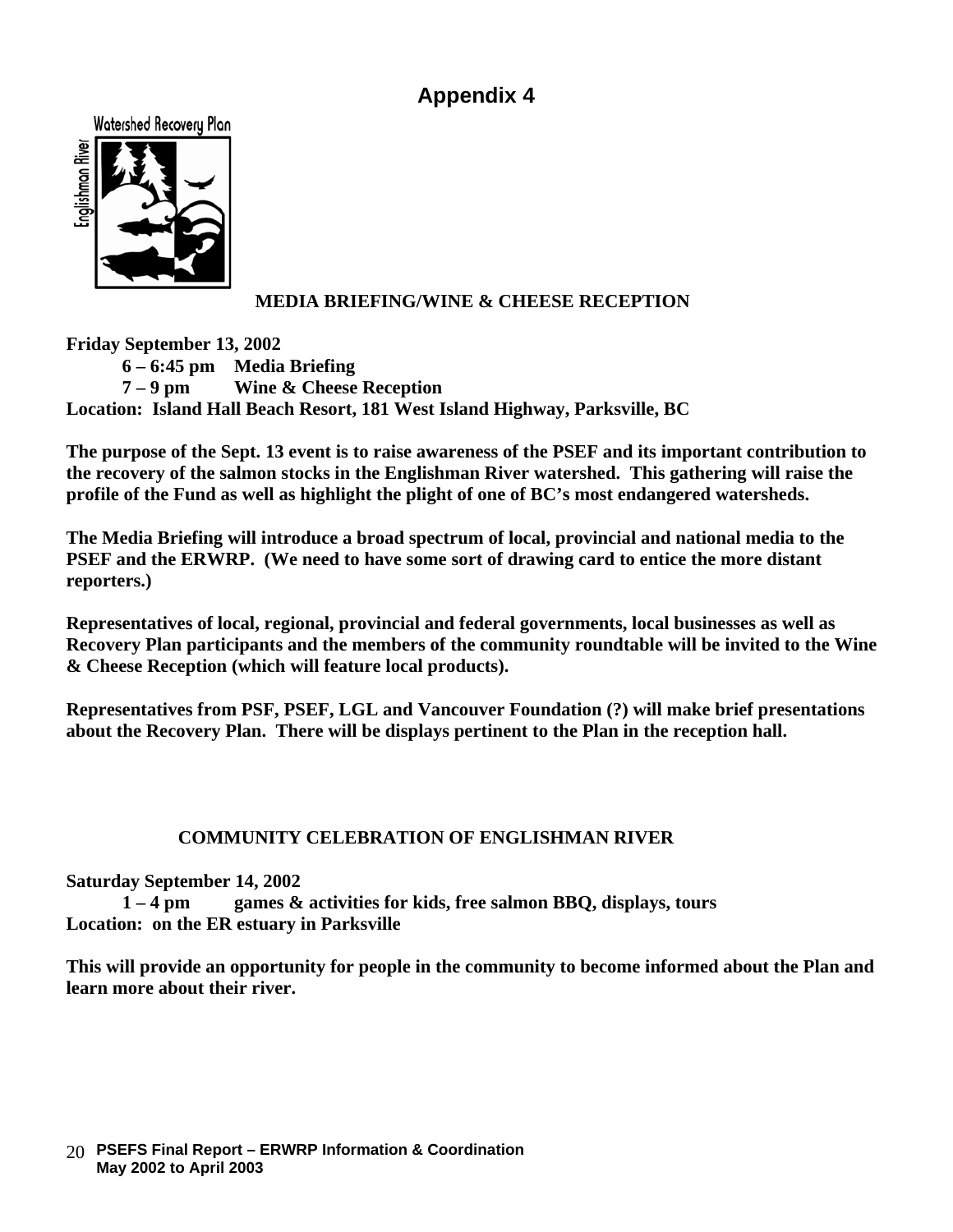# Appendix 4

Watershed Recovery Plan

Englishman River

## MEDIA BRIEFING/WINE & CHEESE RECEPTION

**Friday September 13, 2002**

**6 – 6:45 pm Media Briefing**

**7 – 9 pm Wine & Cheese Reception**

**Location: Island Hall Beach Resort, 181 West Island Highway, Parksville, BC**

**The purpose of the Sept. 13 event is to raise awareness of the PSEF and its important contribution to the recovery of the salmon stocks in the Englishman River watershed. This gathering will raise the profile of the Fund as well as highlight the plight of one of BC's most endangered watersheds.**

**The Media Briefing will introduce a broad spectrum of local, provincial and national media to the PSEF and the ERWRP. (We need to have some sort of drawing card to entice the more distant reporters.)**

**Representatives of local, regional, provincial and federal governments, local businesses as well as Recovery Plan participants and the members of the community roundtable will be invited to the Wine & Cheese Reception (which will feature local products).**

**Representatives from PSF, PSEF, LGL and Vancouver Foundation (?) will make brief presentations about the Recovery Plan. There will be displays pertinent to the Plan in the reception hall.**

## COMMUNITY CELEBRATION OF ENGLISHMAN RIVER

**Saturday September 14, 2002**

**1 – 4 pm games & activities for kids, free salmon BBQ, displays, tours**

**Location: on the ER estuary in Parksville**

**This will provide an opportunity for people in the community to become informed about the Plan and learn more about their river.**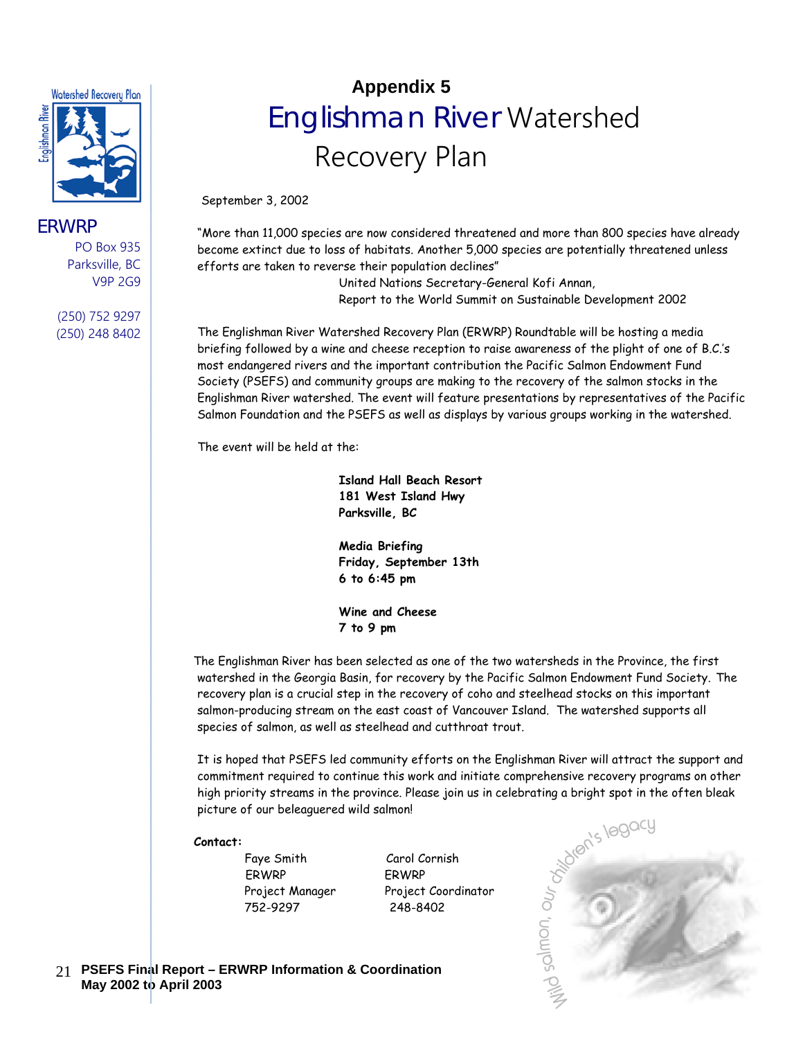# Appendix 5

## Englishman River Watershed Recovery Plan

ERWRP
PO Box 935
Parksville, BC
V9P 2G9

(250) 752 9297
(250) 248 8402

September 3, 2002

"More than 11,000 species are now considered threatened and more than 800 species have already become extinct due to loss of habitats. Another 5,000 species are potentially threatened unless efforts are taken to reverse their population declines"

United Nations Secretary-General Kofi Annan,
Report to the World Summit on Sustainable Development 2002

The Englishman River Watershed Recovery Plan (ERWRP) Roundtable will be hosting a media briefing followed by a wine and cheese reception to raise awareness of the plight of one of B.C.'s most endangered rivers and the important contribution the Pacific Salmon Endowment Fund Society (PSEFS) and community groups are making to the recovery of the salmon stocks in the Englishman River watershed. The event will feature presentations by representatives of the Pacific Salmon Foundation and the PSEFS as well as displays by various groups working in the watershed.

The event will be held at the:

**Island Hall Beach Resort**
**181 West Island Hwy**
**Parksville, BC**

**Media Briefing**
**Friday, September 13th**
**6 to 6:45 pm**

**Wine and Cheese**
**7 to 9 pm**

The Englishman River has been selected as one of the two watersheds in the Province, the first watershed in the Georgia Basin, for recovery by the Pacific Salmon Endowment Fund Society. The recovery plan is a crucial step in the recovery of coho and steelhead stocks on this important salmon-producing stream on the east coast of Vancouver Island. The watershed supports all species of salmon, as well as steelhead and cutthroat trout.

It is hoped that PSEFS led community efforts on the Englishman River will attract the support and commitment required to continue this work and initiate comprehensive recovery programs on other high priority streams in the province. Please join us in celebrating a bright spot in the often bleak picture of our beleaguered wild salmon!

**Contact:**

| Faye Smith | Carol Cornish |
|---|---|
| ERWRP | ERWRP |
| Project Manager | Project Coordinator |
| 752-9297 | 248-8402 |

Wild salmon, our children's legacy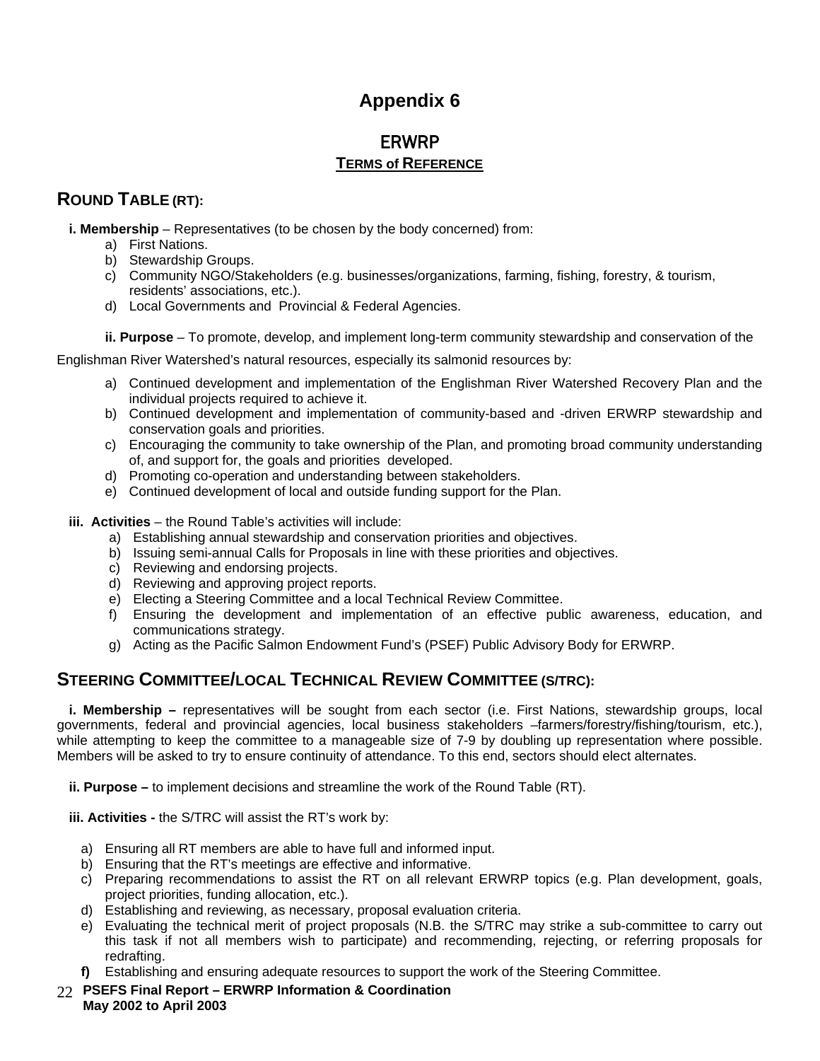# Appendix 6

## ERWRP

### TERMS of REFERENCE

## ROUND TABLE (RT):

**i. Membership** – Representatives (to be chosen by the body concerned) from:

a) First Nations.
b) Stewardship Groups.
c) Community NGO/Stakeholders (e.g. businesses/organizations, farming, fishing, forestry, & tourism, residents' associations, etc.).
d) Local Governments and Provincial & Federal Agencies.

**ii. Purpose** – To promote, develop, and implement long-term community stewardship and conservation of the Englishman River Watershed's natural resources, especially its salmonid resources by:

a) Continued development and implementation of the Englishman River Watershed Recovery Plan and the individual projects required to achieve it.
b) Continued development and implementation of community-based and -driven ERWRP stewardship and conservation goals and priorities.
c) Encouraging the community to take ownership of the Plan, and promoting broad community understanding of, and support for, the goals and priorities developed.
d) Promoting co-operation and understanding between stakeholders.
e) Continued development of local and outside funding support for the Plan.

**iii. Activities** – the Round Table's activities will include:

a) Establishing annual stewardship and conservation priorities and objectives.
b) Issuing semi-annual Calls for Proposals in line with these priorities and objectives.
c) Reviewing and endorsing projects.
d) Reviewing and approving project reports.
e) Electing a Steering Committee and a local Technical Review Committee.
f) Ensuring the development and implementation of an effective public awareness, education, and communications strategy.
g) Acting as the Pacific Salmon Endowment Fund's (PSEF) Public Advisory Body for ERWRP.

## STEERING COMMITTEE/LOCAL TECHNICAL REVIEW COMMITTEE (S/TRC):

**i. Membership –** representatives will be sought from each sector (i.e. First Nations, stewardship groups, local governments, federal and provincial agencies, local business stakeholders –farmers/forestry/fishing/tourism, etc.), while attempting to keep the committee to a manageable size of 7-9 by doubling up representation where possible. Members will be asked to try to ensure continuity of attendance. To this end, sectors should elect alternates.

**ii. Purpose –** to implement decisions and streamline the work of the Round Table (RT).

**iii. Activities -** the S/TRC will assist the RT's work by:

a) Ensuring all RT members are able to have full and informed input.
b) Ensuring that the RT's meetings are effective and informative.
c) Preparing recommendations to assist the RT on all relevant ERWRP topics (e.g. Plan development, goals, project priorities, funding allocation, etc.).
d) Establishing and reviewing, as necessary, proposal evaluation criteria.
e) Evaluating the technical merit of project proposals (N.B. the S/TRC may strike a sub-committee to carry out this task if not all members wish to participate) and recommending, rejecting, or referring proposals for redrafting.
f) Establishing and ensuring adequate resources to support the work of the Steering Committee.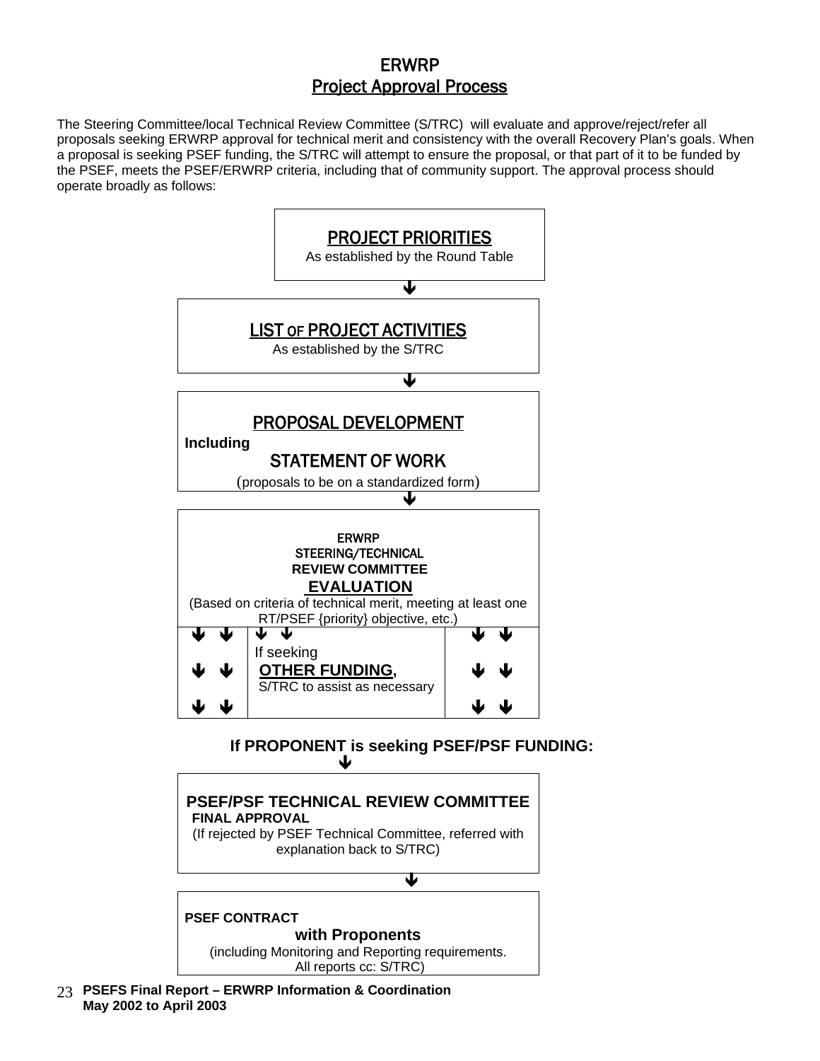# ERWRP
## Project Approval Process

The Steering Committee/local Technical Review Committee (S/TRC) will evaluate and approve/reject/refer all proposals seeking ERWRP approval for technical merit and consistency with the overall Recovery Plan's goals. When a proposal is seeking PSEF funding, the S/TRC will attempt to ensure the proposal, or that part of it to be funded by the PSEF, meets the PSEF/ERWRP criteria, including that of community support. The approval process should operate broadly as follows:

**PROJECT PRIORITIES**
As established by the Round Table

↓

**LIST OF PROJECT ACTIVITIES**
As established by the S/TRC

↓

**PROPOSAL DEVELOPMENT**
**Including**
**STATEMENT OF WORK**
(proposals to be on a standardized form)

↓

**ERWRP**
**STEERING/TECHNICAL**
**REVIEW COMMITTEE**
**EVALUATION**
(Based on criteria of technical merit, meeting at least one RT/PSEF {priority} objective, etc.)

↓ ↓

If seeking
**OTHER FUNDING,**
S/TRC to assist as necessary

**If PROPONENT is seeking PSEF/PSF FUNDING:**

↓

**PSEF/PSF TECHNICAL REVIEW COMMITTEE**
**FINAL APPROVAL**
(If rejected by PSEF Technical Committee, referred with explanation back to S/TRC)

↓

**PSEF CONTRACT**
**with Proponents**
(including Monitoring and Reporting requirements. All reports cc: S/TRC)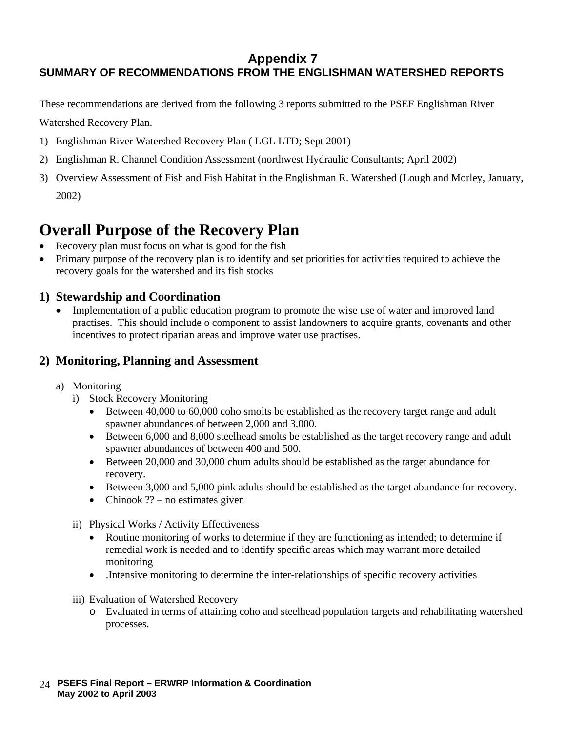# Appendix 7

## SUMMARY OF RECOMMENDATIONS FROM THE ENGLISHMAN WATERSHED REPORTS

These recommendations are derived from the following 3 reports submitted to the PSEF Englishman River Watershed Recovery Plan.

1) Englishman River Watershed Recovery Plan ( LGL LTD; Sept 2001)
2) Englishman R. Channel Condition Assessment (northwest Hydraulic Consultants; April 2002)
3) Overview Assessment of Fish and Fish Habitat in the Englishman R. Watershed (Lough and Morley, January, 2002)

# Overall Purpose of the Recovery Plan

- Recovery plan must focus on what is good for the fish
- Primary purpose of the recovery plan is to identify and set priorities for activities required to achieve the recovery goals for the watershed and its fish stocks

## 1) Stewardship and Coordination

- Implementation of a public education program to promote the wise use of water and improved land practises. This should include o component to assist landowners to acquire grants, covenants and other incentives to protect riparian areas and improve water use practises.

## 2) Monitoring, Planning and Assessment

a) Monitoring
   i) Stock Recovery Monitoring
      - Between 40,000 to 60,000 coho smolts be established as the recovery target range and adult spawner abundances of between 2,000 and 3,000.
      - Between 6,000 and 8,000 steelhead smolts be established as the target recovery range and adult spawner abundances of between 400 and 500.
      - Between 20,000 and 30,000 chum adults should be established as the target abundance for recovery.
      - Between 3,000 and 5,000 pink adults should be established as the target abundance for recovery.
      - Chinook ?? – no estimates given

   ii) Physical Works / Activity Effectiveness
      - Routine monitoring of works to determine if they are functioning as intended; to determine if remedial work is needed and to identify specific areas which may warrant more detailed monitoring
      - .Intensive monitoring to determine the inter-relationships of specific recovery activities

   iii) Evaluation of Watershed Recovery
      - Evaluated in terms of attaining coho and steelhead population targets and rehabilitating watershed processes.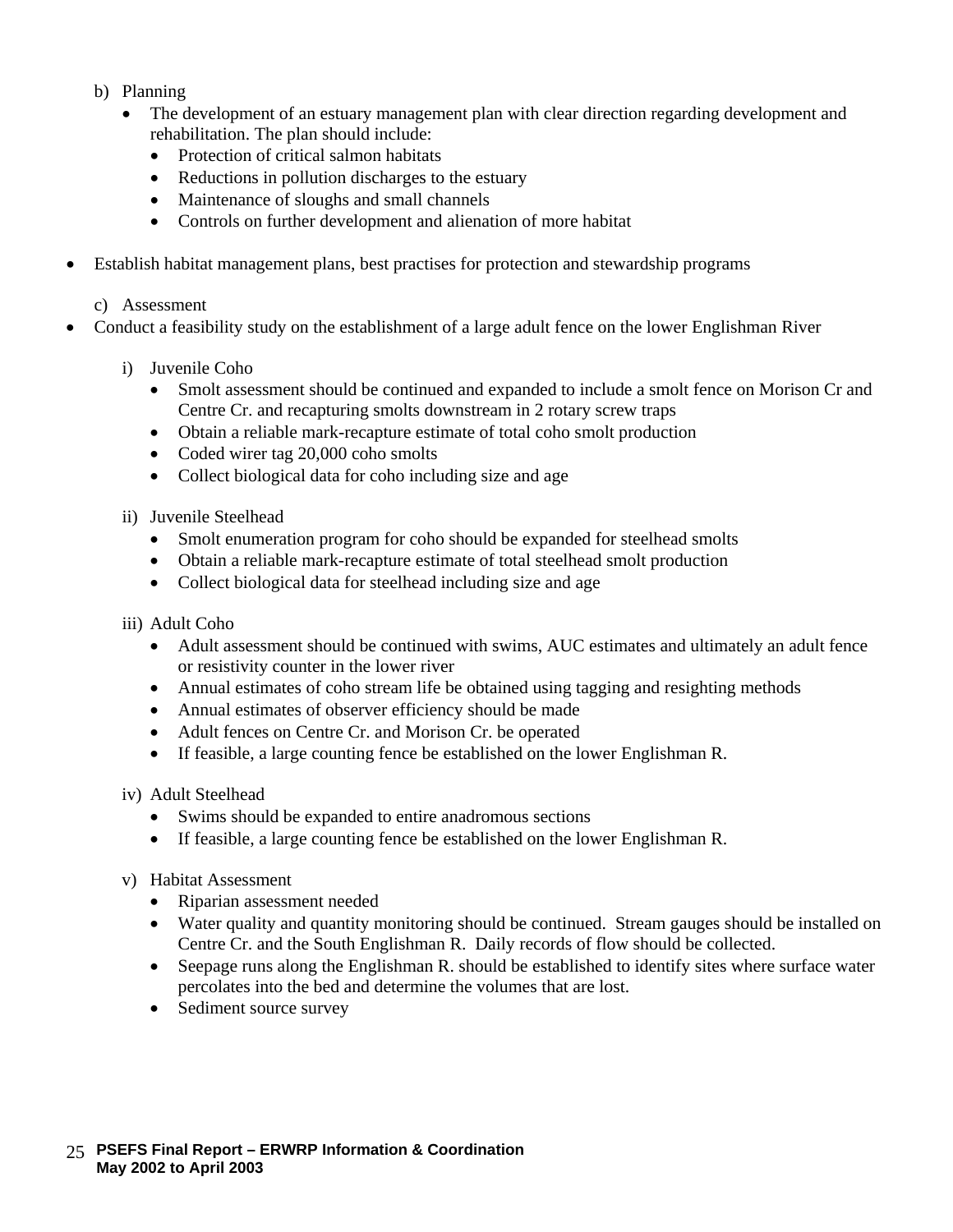b) Planning

- The development of an estuary management plan with clear direction regarding development and rehabilitation. The plan should include:
  - Protection of critical salmon habitats
  - Reductions in pollution discharges to the estuary
  - Maintenance of sloughs and small channels
  - Controls on further development and alienation of more habitat

- Establish habitat management plans, best practises for protection and stewardship programs

c) Assessment

- Conduct a feasibility study on the establishment of a large adult fence on the lower Englishman River

i) Juvenile Coho

- Smolt assessment should be continued and expanded to include a smolt fence on Morison Cr and Centre Cr. and recapturing smolts downstream in 2 rotary screw traps
- Obtain a reliable mark-recapture estimate of total coho smolt production
- Coded wirer tag 20,000 coho smolts
- Collect biological data for coho including size and age

ii) Juvenile Steelhead

- Smolt enumeration program for coho should be expanded for steelhead smolts
- Obtain a reliable mark-recapture estimate of total steelhead smolt production
- Collect biological data for steelhead including size and age

iii) Adult Coho

- Adult assessment should be continued with swims, AUC estimates and ultimately an adult fence or resistivity counter in the lower river
- Annual estimates of coho stream life be obtained using tagging and resighting methods
- Annual estimates of observer efficiency should be made
- Adult fences on Centre Cr. and Morison Cr. be operated
- If feasible, a large counting fence be established on the lower Englishman R.

iv) Adult Steelhead

- Swims should be expanded to entire anadromous sections
- If feasible, a large counting fence be established on the lower Englishman R.

v) Habitat Assessment

- Riparian assessment needed
- Water quality and quantity monitoring should be continued. Stream gauges should be installed on Centre Cr. and the South Englishman R. Daily records of flow should be collected.
- Seepage runs along the Englishman R. should be established to identify sites where surface water percolates into the bed and determine the volumes that are lost.
- Sediment source survey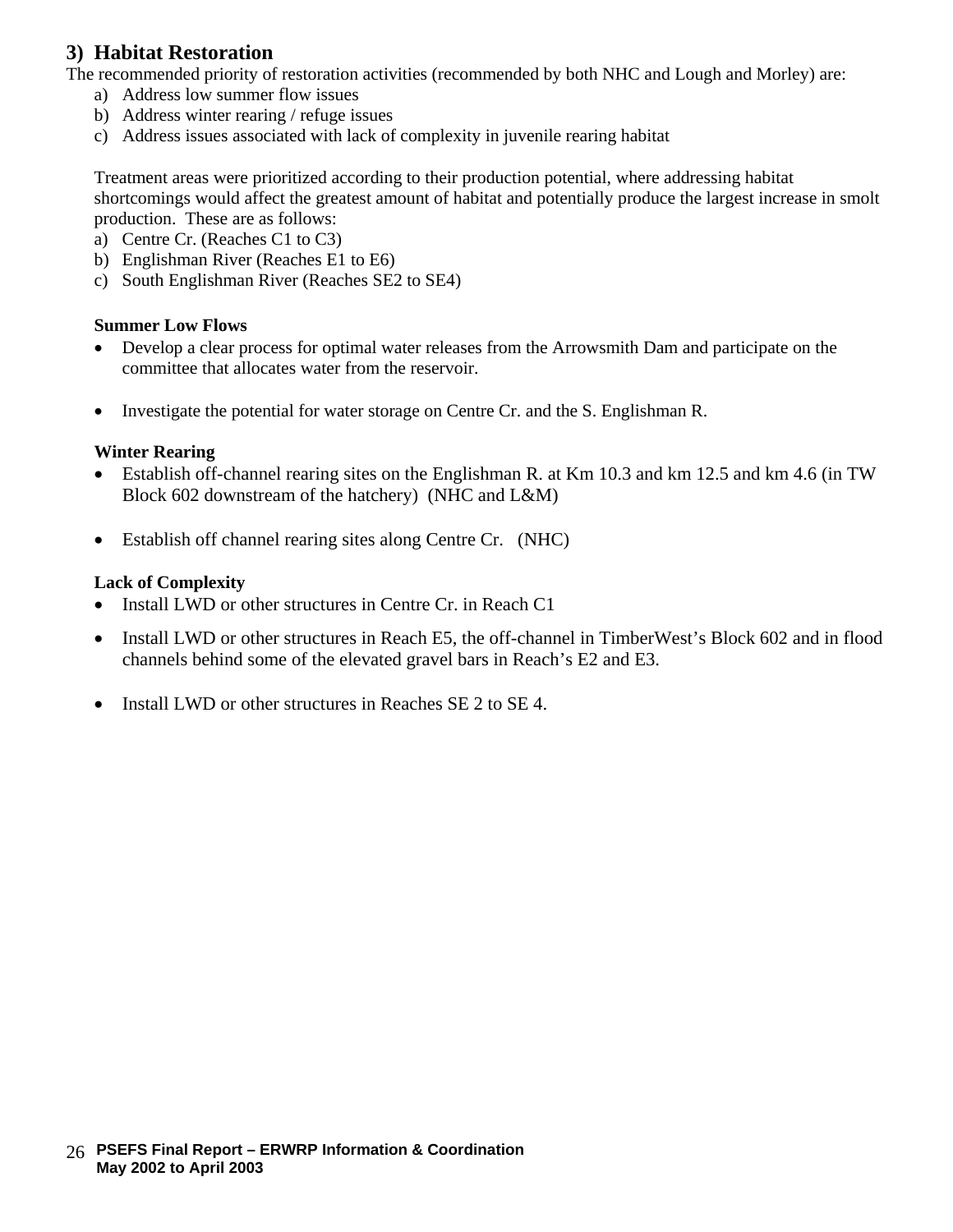## 3) Habitat Restoration

The recommended priority of restoration activities (recommended by both NHC and Lough and Morley) are:

a) Address low summer flow issues
b) Address winter rearing / refuge issues
c) Address issues associated with lack of complexity in juvenile rearing habitat

Treatment areas were prioritized according to their production potential, where addressing habitat shortcomings would affect the greatest amount of habitat and potentially produce the largest increase in smolt production. These are as follows:

a) Centre Cr. (Reaches C1 to C3)
b) Englishman River (Reaches E1 to E6)
c) South Englishman River (Reaches SE2 to SE4)

**Summer Low Flows**

- Develop a clear process for optimal water releases from the Arrowsmith Dam and participate on the committee that allocates water from the reservoir.
- Investigate the potential for water storage on Centre Cr. and the S. Englishman R.

**Winter Rearing**

- Establish off-channel rearing sites on the Englishman R. at Km 10.3 and km 12.5 and km 4.6 (in TW Block 602 downstream of the hatchery) (NHC and L&M)
- Establish off channel rearing sites along Centre Cr. (NHC)

**Lack of Complexity**

- Install LWD or other structures in Centre Cr. in Reach C1
- Install LWD or other structures in Reach E5, the off-channel in TimberWest's Block 602 and in flood channels behind some of the elevated gravel bars in Reach's E2 and E3.
- Install LWD or other structures in Reaches SE 2 to SE 4.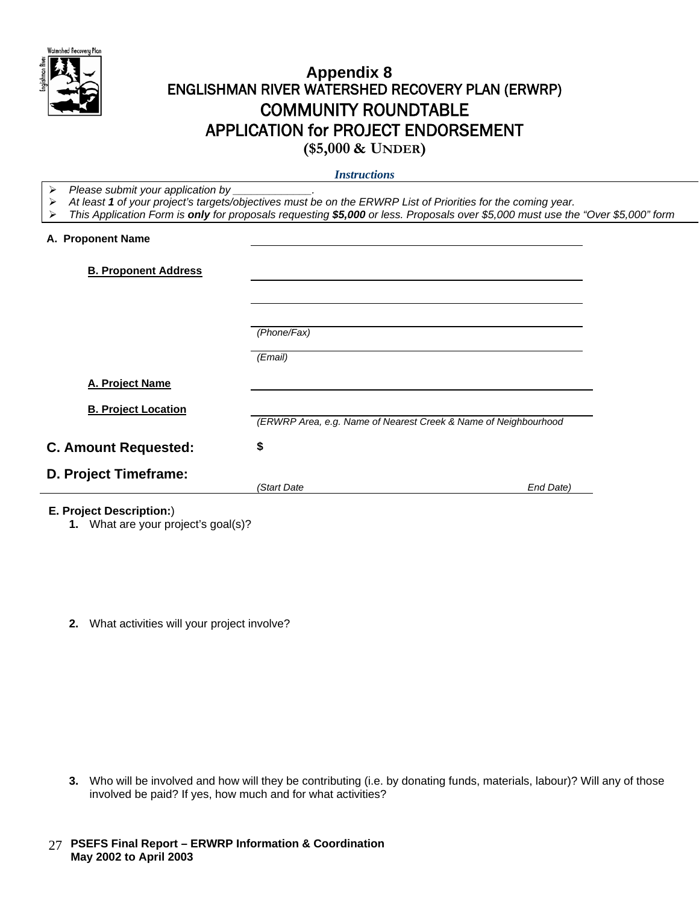# Appendix 8
## ENGLISHMAN RIVER WATERSHED RECOVERY PLAN (ERWRP)
## COMMUNITY ROUNDTABLE
## APPLICATION for PROJECT ENDORSEMENT
**($5,000 & UNDER)**

***Instructions***

- *Please submit your application by ____________.*
- *At least **1** of your project's targets/objectives must be on the ERWRP List of Priorities for the coming year.*
- *This Application Form is **only** for proposals requesting **$5,000** or less. Proposals over $5,000 must use the "Over $5,000" form*

**A. Proponent Name** ______________________________

**B. Proponent Address** ______________________________

______________________________

______________________________
*(Phone/Fax)*

______________________________
*(Email)*

**A. Project Name** ______________________________

**B. Project Location** ______________________________
*(ERWRP Area, e.g. Name of Nearest Creek & Name of Neighbourhood*

**C. Amount Requested:** **$**

**D. Project Timeframe:**
*(Start Date* ______________________________ *End Date)*

**E. Project Description:**)

1. What are your project's goal(s)?

2. What activities will your project involve?

3. Who will be involved and how will they be contributing (i.e. by donating funds, materials, labour)? Will any of those involved be paid? If yes, how much and for what activities?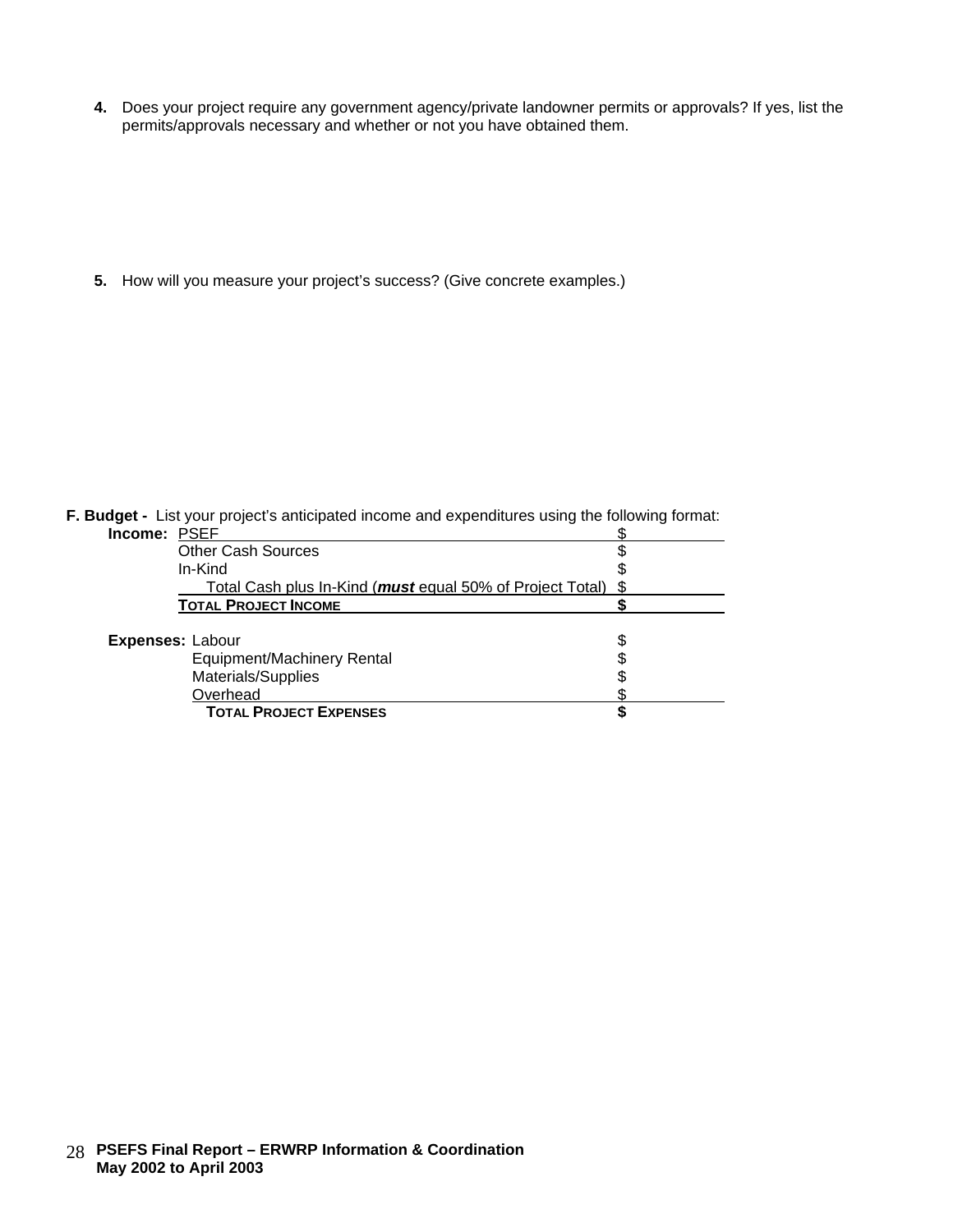4. Does your project require any government agency/private landowner permits or approvals? If yes, list the permits/approvals necessary and whether or not you have obtained them.

5. How will you measure your project's success? (Give concrete examples.)

**F. Budget -** List your project's anticipated income and expenditures using the following format:

| | | |
|---|---|---|
| **Income:** | PSEF | $ |
| | Other Cash Sources | $ |
| | In-Kind | $ |
| | Total Cash plus In-Kind (***must*** equal 50% of Project Total) | $ |
| | **TOTAL PROJECT INCOME** | **$** |
| | | |
| **Expenses:** | Labour | $ |
| | Equipment/Machinery Rental | $ |
| | Materials/Supplies | $ |
| | Overhead | $ |
| | **TOTAL PROJECT EXPENSES** | **$** |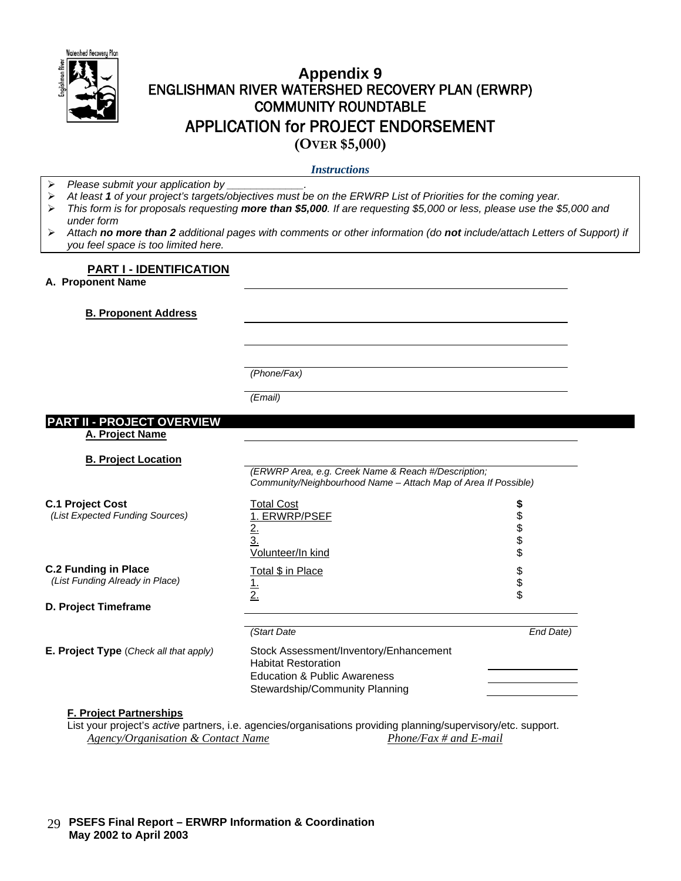# Appendix 9

## ENGLISHMAN RIVER WATERSHED RECOVERY PLAN (ERWRP) COMMUNITY ROUNDTABLE APPLICATION for PROJECT ENDORSEMENT

### (OVER $5,000)

***Instructions***

- *Please submit your application by \_\_\_\_\_\_\_\_\_\_\_\_\_.*
- *At least **1** of your project's targets/objectives must be on the ERWRP List of Priorities for the coming year.*
- *This form is for proposals requesting **more than $5,000**. If are requesting $5,000 or less, please use the $5,000 and under form*
- *Attach **no more than 2** additional pages with comments or other information (do **not** include/attach Letters of Support) if you feel space is too limited here.*

## PART I - IDENTIFICATION

**A. Proponent Name** \_\_\_\_\_\_\_\_\_\_\_\_\_\_\_\_\_\_\_\_\_\_\_\_\_\_\_\_\_\_

**B. Proponent Address** \_\_\_\_\_\_\_\_\_\_\_\_\_\_\_\_\_\_\_\_\_\_\_\_\_\_\_\_\_\_

\_\_\_\_\_\_\_\_\_\_\_\_\_\_\_\_\_\_\_\_\_\_\_\_\_\_\_\_\_\_

\_\_\_\_\_\_\_\_\_\_\_\_\_\_\_\_\_\_\_\_\_\_\_\_\_\_\_\_\_\_
*(Phone/Fax)*

\_\_\_\_\_\_\_\_\_\_\_\_\_\_\_\_\_\_\_\_\_\_\_\_\_\_\_\_\_\_
*(Email)*

## PART II - PROJECT OVERVIEW

**A. Project Name** \_\_\_\_\_\_\_\_\_\_\_\_\_\_\_\_\_\_\_\_\_\_\_\_\_\_\_\_\_\_

**B. Project Location** \_\_\_\_\_\_\_\_\_\_\_\_\_\_\_\_\_\_\_\_\_\_\_\_\_\_\_\_\_\_
*(ERWRP Area, e.g. Creek Name & Reach #/Description; Community/Neighbourhood Name – Attach Map of Area If Possible)*

**C.1 Project Cost**
*(List Expected Funding Sources)*

| | |
|---|---|
| Total Cost | **$** |
| 1. ERWRP/PSEF | $ |
| 2. | $ |
| 3. | $ |
| Volunteer/In kind | $ |

**C.2 Funding in Place**
*(List Funding Already in Place)*

| | |
|---|---|
| Total $ in Place | $ |
| 1. | $ |
| 2. | $ |

**D. Project Timeframe** \_\_\_\_\_\_\_\_\_\_\_\_\_\_\_\_\_\_\_\_\_\_\_\_\_\_\_\_\_\_
*(Start Date End Date)*

**E. Project Type** (*Check all that apply*)

- Stock Assessment/Inventory/Enhancement
- Habitat Restoration \_\_\_\_\_\_\_\_\_\_
- Education & Public Awareness \_\_\_\_\_\_\_\_\_\_
- Stewardship/Community Planning \_\_\_\_\_\_\_\_\_\_

**F. Project Partnerships**

List your project's *active* partners, i.e. agencies/organisations providing planning/supervisory/etc. support.

| *Agency/Organisation & Contact Name* | *Phone/Fax # and E-mail* |
|---|---|
| | |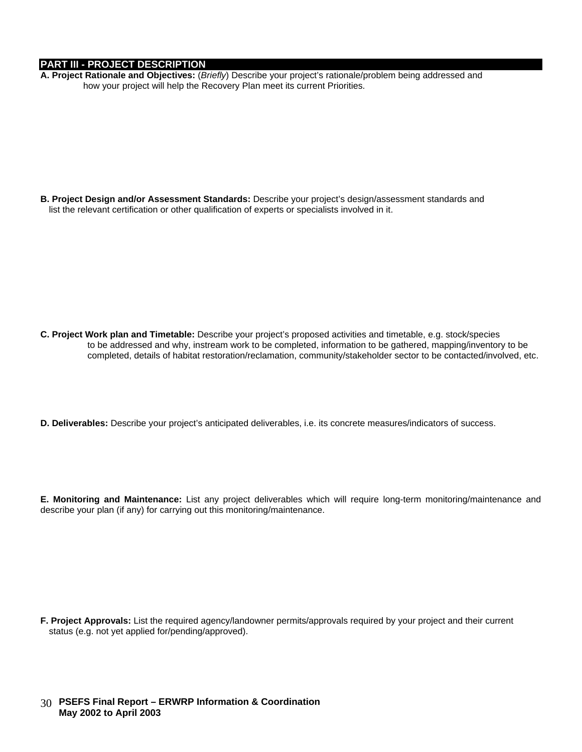## PART III - PROJECT DESCRIPTION

**A. Project Rationale and Objectives:** (*Briefly*) Describe your project's rationale/problem being addressed and how your project will help the Recovery Plan meet its current Priorities.

**B. Project Design and/or Assessment Standards:** Describe your project's design/assessment standards and list the relevant certification or other qualification of experts or specialists involved in it.

**C. Project Work plan and Timetable:** Describe your project's proposed activities and timetable, e.g. stock/species to be addressed and why, instream work to be completed, information to be gathered, mapping/inventory to be completed, details of habitat restoration/reclamation, community/stakeholder sector to be contacted/involved, etc.

**D. Deliverables:** Describe your project's anticipated deliverables, i.e. its concrete measures/indicators of success.

**E. Monitoring and Maintenance:** List any project deliverables which will require long-term monitoring/maintenance and describe your plan (if any) for carrying out this monitoring/maintenance.

**F. Project Approvals:** List the required agency/landowner permits/approvals required by your project and their current status (e.g. not yet applied for/pending/approved).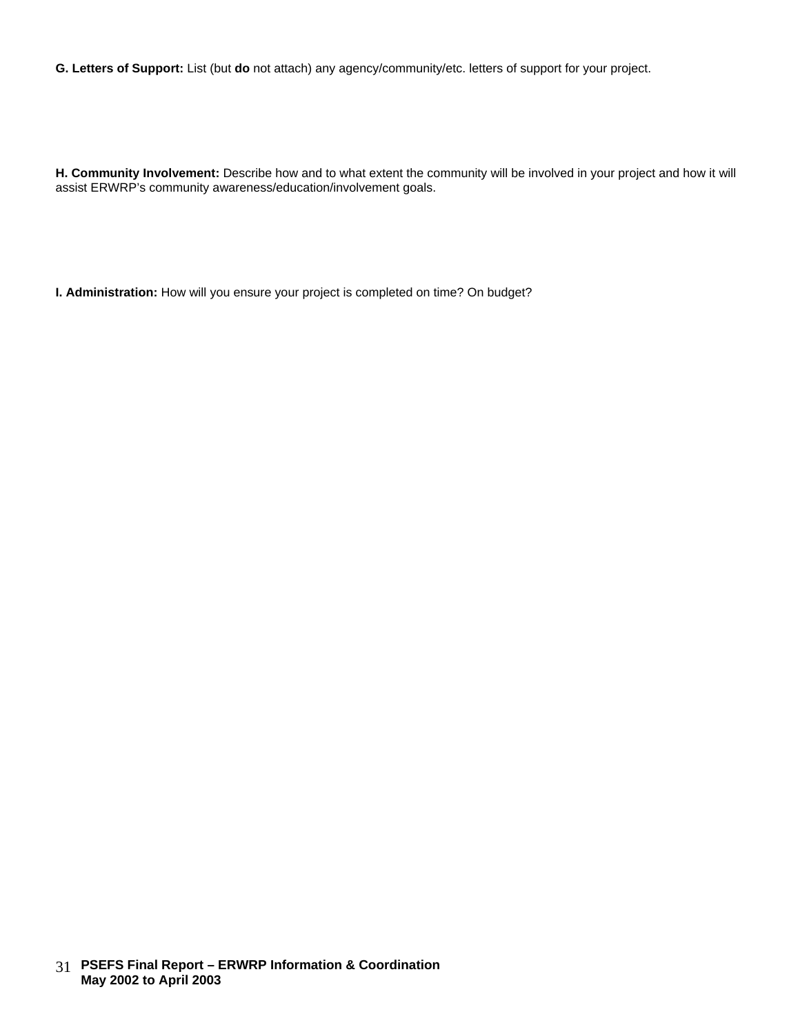**G. Letters of Support:** List (but **do** not attach) any agency/community/etc. letters of support for your project.

**H. Community Involvement:** Describe how and to what extent the community will be involved in your project and how it will assist ERWRP's community awareness/education/involvement goals.

**I. Administration:** How will you ensure your project is completed on time? On budget?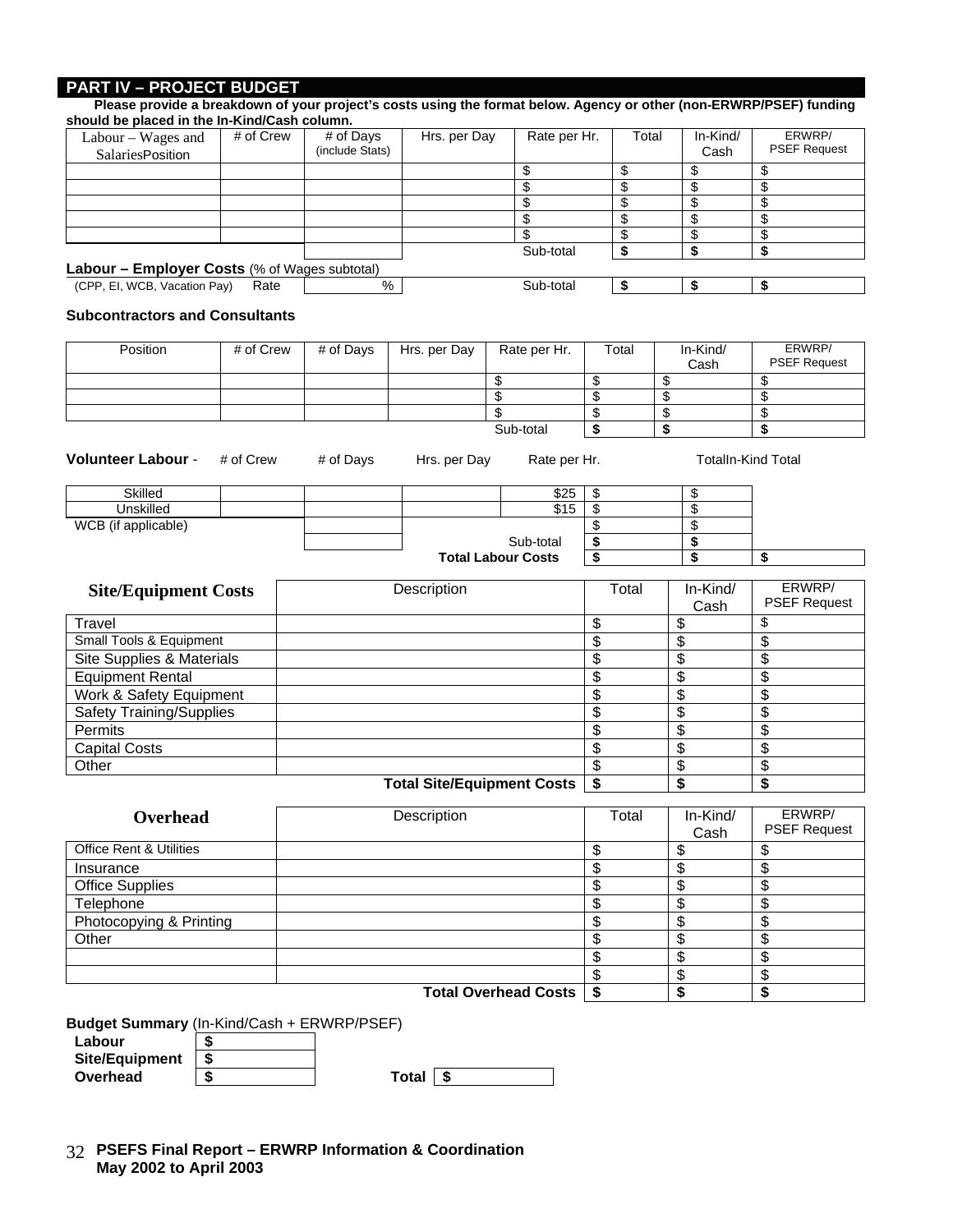## PART IV – PROJECT BUDGET

**Please provide a breakdown of your project's costs using the format below. Agency or other (non-ERWRP/PSEF) funding should be placed in the In-Kind/Cash column.**

| Labour – Wages and SalariesPosition | # of Crew | # of Days (include Stats) | Hrs. per Day | Rate per Hr. | Total | In-Kind/ Cash | ERWRP/ PSEF Request |
|---|---|---|---|---|---|---|---|
| | | | | $ | $ | $ | $ |
| | | | | $ | $ | $ | $ |
| | | | | $ | $ | $ | $ |
| | | | | $ | $ | $ | $ |
| | | | | $ | $ | $ | $ |
| | | | | Sub-total | **$** | **$** | **$** |

**Labour – Employer Costs** (% of Wages subtotal)

| (CPP, EI, WCB, Vacation Pay) | Rate | % | | Sub-total | **$** | **$** | **$** |
|---|---|---|---|---|---|---|---|

**Subcontractors and Consultants**

| Position | # of Crew | # of Days | Hrs. per Day | Rate per Hr. | Total | In-Kind/ Cash | ERWRP/ PSEF Request |
|---|---|---|---|---|---|---|---|
| | | | | $ | $ | $ | $ |
| | | | | $ | $ | $ | $ |
| | | | | $ | $ | $ | $ |
| | | | | Sub-total | **$** | **$** | **$** |

| **Volunteer Labour** - | # of Crew | # of Days | Hrs. per Day | Rate per Hr. | Total | In-Kind Total | |
|---|---|---|---|---|---|---|---|
| Skilled | | | | $25 | $ | $ | |
| Unskilled | | | | $15 | $ | $ | |
| WCB (if applicable) | | | | | $ | $ | |
| | | | | Sub-total | **$** | **$** | |
| | | | | **Total Labour Costs** | **$** | **$** | **$** |

| **Site/Equipment Costs** | Description | Total | In-Kind/ Cash | ERWRP/ PSEF Request |
|---|---|---|---|---|
| Travel | | $ | $ | $ |
| Small Tools & Equipment | | $ | $ | $ |
| Site Supplies & Materials | | $ | $ | $ |
| Equipment Rental | | $ | $ | $ |
| Work & Safety Equipment | | $ | $ | $ |
| Safety Training/Supplies | | $ | $ | $ |
| Permits | | $ | $ | $ |
| Capital Costs | | $ | $ | $ |
| Other | | $ | $ | $ |
| | **Total Site/Equipment Costs** | **$** | **$** | **$** |

| **Overhead** | Description | Total | In-Kind/ Cash | ERWRP/ PSEF Request |
|---|---|---|---|---|
| Office Rent & Utilities | | $ | $ | $ |
| Insurance | | $ | $ | $ |
| Office Supplies | | $ | $ | $ |
| Telephone | | $ | $ | $ |
| Photocopying & Printing | | $ | $ | $ |
| Other | | $ | $ | $ |
| | | $ | $ | $ |
| | | $ | $ | $ |
| | **Total Overhead Costs** | **$** | **$** | **$** |

**Budget Summary** (In-Kind/Cash + ERWRP/PSEF)

| | |
|---|---|
| **Labour** | **$** |
| **Site/Equipment** | **$** |
| **Overhead** | **$** |

**Total** **$**

**PSEFS Final Report – ERWRP Information & Coordination**
**May 2002 to April 2003**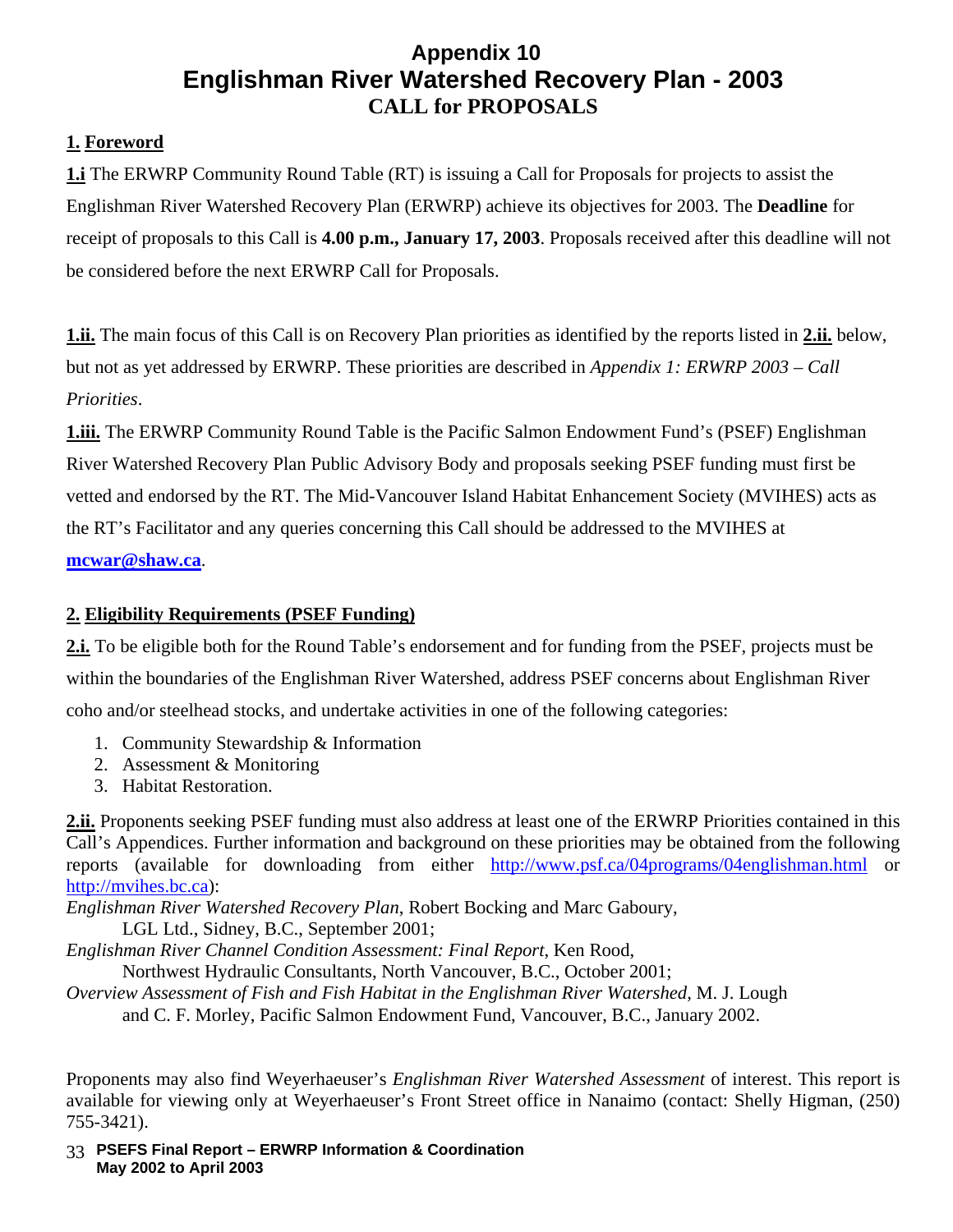# Appendix 10
# Englishman River Watershed Recovery Plan - 2003
## CALL for PROPOSALS

### 1. Foreword

**1.i** The ERWRP Community Round Table (RT) is issuing a Call for Proposals for projects to assist the Englishman River Watershed Recovery Plan (ERWRP) achieve its objectives for 2003. The **Deadline** for receipt of proposals to this Call is **4.00 p.m., January 17, 2003**. Proposals received after this deadline will not be considered before the next ERWRP Call for Proposals.

**1.ii.** The main focus of this Call is on Recovery Plan priorities as identified by the reports listed in **2.ii.** below, but not as yet addressed by ERWRP. These priorities are described in *Appendix 1: ERWRP 2003 – Call Priorities*.

**1.iii.** The ERWRP Community Round Table is the Pacific Salmon Endowment Fund's (PSEF) Englishman River Watershed Recovery Plan Public Advisory Body and proposals seeking PSEF funding must first be vetted and endorsed by the RT. The Mid-Vancouver Island Habitat Enhancement Society (MVIHES) acts as the RT's Facilitator and any queries concerning this Call should be addressed to the MVIHES at **mcwar@shaw.ca**.

### 2. Eligibility Requirements (PSEF Funding)

**2.i.** To be eligible both for the Round Table's endorsement and for funding from the PSEF, projects must be within the boundaries of the Englishman River Watershed, address PSEF concerns about Englishman River coho and/or steelhead stocks, and undertake activities in one of the following categories:

1. Community Stewardship & Information
2. Assessment & Monitoring
3. Habitat Restoration.

**2.ii.** Proponents seeking PSEF funding must also address at least one of the ERWRP Priorities contained in this Call's Appendices. Further information and background on these priorities may be obtained from the following reports (available for downloading from either http://www.psf.ca/04programs/04englishman.html or http://mvihes.bc.ca):

*Englishman River Watershed Recovery Plan*, Robert Bocking and Marc Gaboury, LGL Ltd., Sidney, B.C., September 2001;

*Englishman River Channel Condition Assessment: Final Report*, Ken Rood, Northwest Hydraulic Consultants, North Vancouver, B.C., October 2001;

*Overview Assessment of Fish and Fish Habitat in the Englishman River Watershed*, M. J. Lough and C. F. Morley, Pacific Salmon Endowment Fund, Vancouver, B.C., January 2002.

Proponents may also find Weyerhaeuser's *Englishman River Watershed Assessment* of interest. This report is available for viewing only at Weyerhaeuser's Front Street office in Nanaimo (contact: Shelly Higman, (250) 755-3421).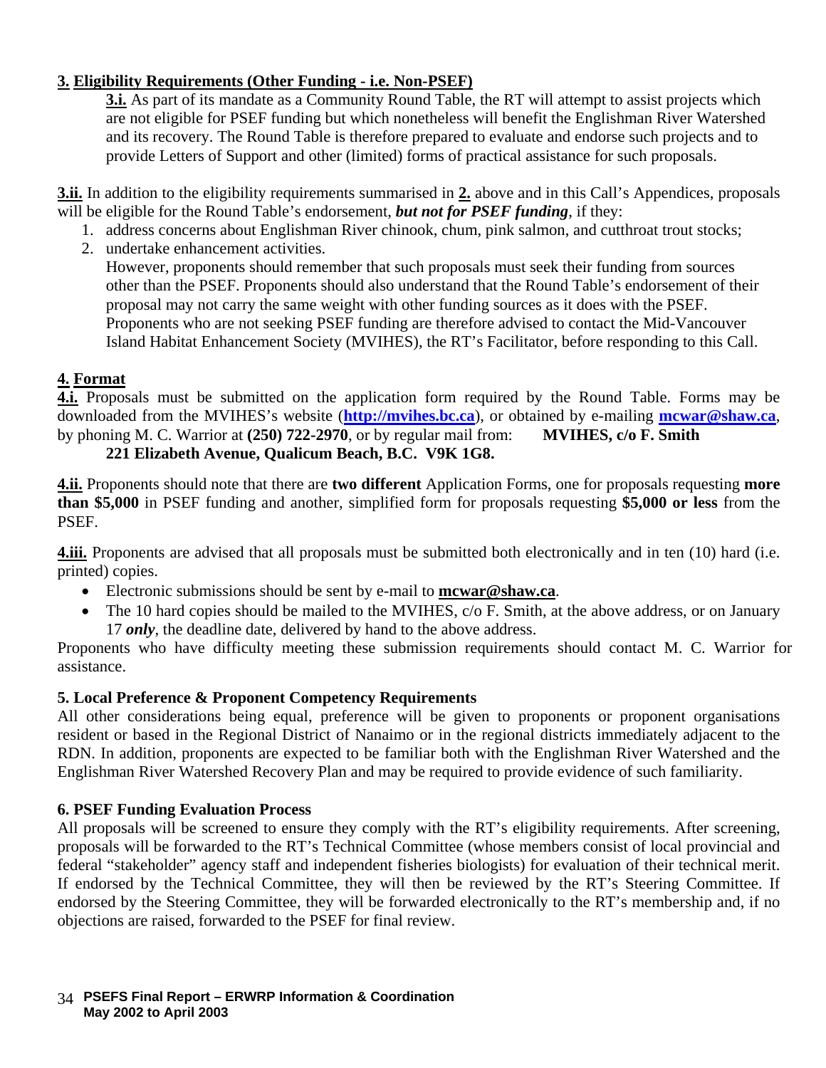## 3. Eligibility Requirements (Other Funding - i.e. Non-PSEF)

**3.i.** As part of its mandate as a Community Round Table, the RT will attempt to assist projects which are not eligible for PSEF funding but which nonetheless will benefit the Englishman River Watershed and its recovery. The Round Table is therefore prepared to evaluate and endorse such projects and to provide Letters of Support and other (limited) forms of practical assistance for such proposals.

**3.ii.** In addition to the eligibility requirements summarised in **2.** above and in this Call's Appendices, proposals will be eligible for the Round Table's endorsement, ***but not for PSEF funding***, if they:

1. address concerns about Englishman River chinook, chum, pink salmon, and cutthroat trout stocks;
2. undertake enhancement activities.

However, proponents should remember that such proposals must seek their funding from sources other than the PSEF. Proponents should also understand that the Round Table's endorsement of their proposal may not carry the same weight with other funding sources as it does with the PSEF. Proponents who are not seeking PSEF funding are therefore advised to contact the Mid-Vancouver Island Habitat Enhancement Society (MVIHES), the RT's Facilitator, before responding to this Call.

## 4. Format

**4.i.** Proposals must be submitted on the application form required by the Round Table. Forms may be downloaded from the MVIHES's website (**http://mvihes.bc.ca**), or obtained by e-mailing **mcwar@shaw.ca**, by phoning M. C. Warrior at **(250) 722-2970**, or by regular mail from: **MVIHES, c/o F. Smith 221 Elizabeth Avenue, Qualicum Beach, B.C. V9K 1G8.**

**4.ii.** Proponents should note that there are **two different** Application Forms, one for proposals requesting **more than $5,000** in PSEF funding and another, simplified form for proposals requesting **$5,000 or less** from the PSEF.

**4.iii.** Proponents are advised that all proposals must be submitted both electronically and in ten (10) hard (i.e. printed) copies.

- Electronic submissions should be sent by e-mail to **mcwar@shaw.ca**.
- The 10 hard copies should be mailed to the MVIHES, c/o F. Smith, at the above address, or on January 17 ***only***, the deadline date, delivered by hand to the above address.

Proponents who have difficulty meeting these submission requirements should contact M. C. Warrior for assistance.

## 5. Local Preference & Proponent Competency Requirements

All other considerations being equal, preference will be given to proponents or proponent organisations resident or based in the Regional District of Nanaimo or in the regional districts immediately adjacent to the RDN. In addition, proponents are expected to be familiar both with the Englishman River Watershed and the Englishman River Watershed Recovery Plan and may be required to provide evidence of such familiarity.

## 6. PSEF Funding Evaluation Process

All proposals will be screened to ensure they comply with the RT's eligibility requirements. After screening, proposals will be forwarded to the RT's Technical Committee (whose members consist of local provincial and federal "stakeholder" agency staff and independent fisheries biologists) for evaluation of their technical merit. If endorsed by the Technical Committee, they will then be reviewed by the RT's Steering Committee. If endorsed by the Steering Committee, they will be forwarded electronically to the RT's membership and, if no objections are raised, forwarded to the PSEF for final review.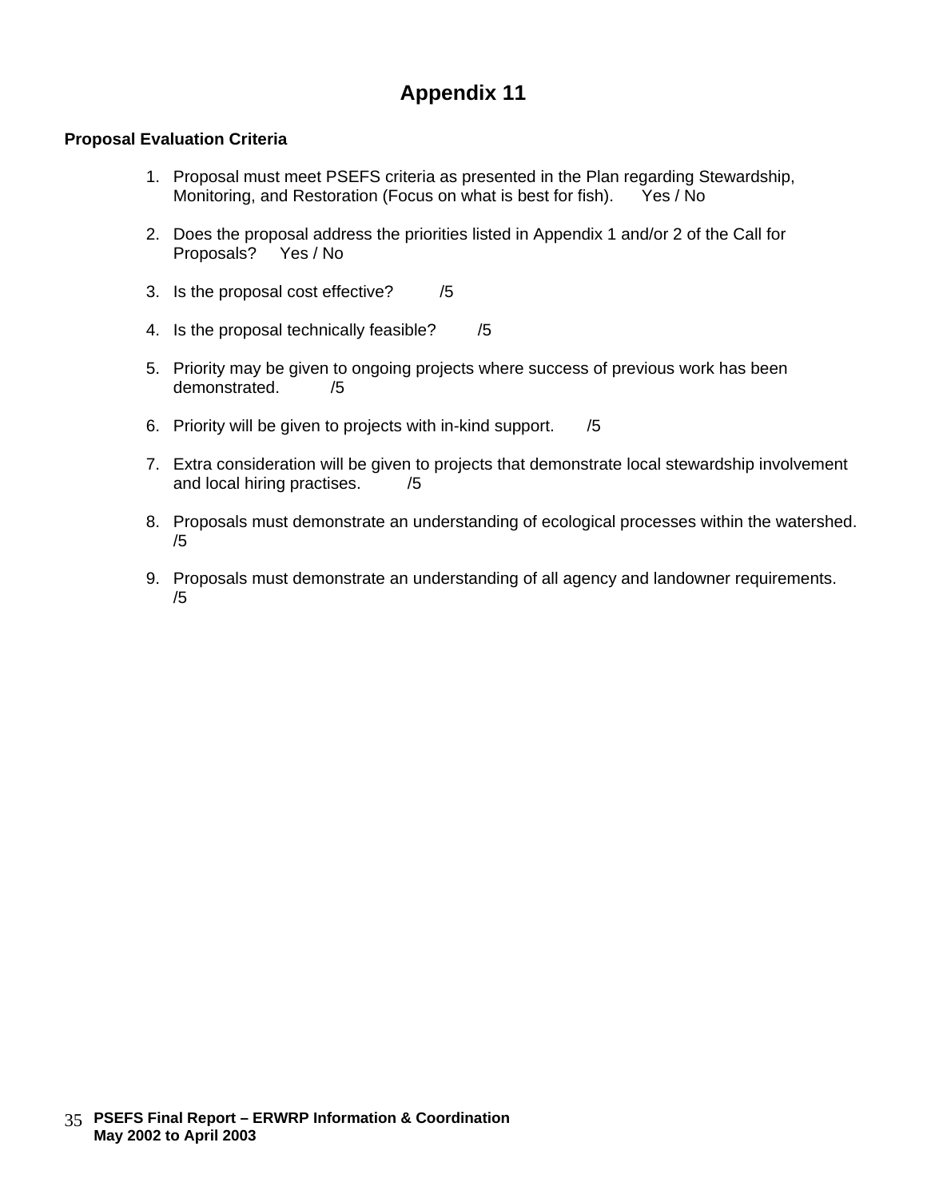# Appendix 11

**Proposal Evaluation Criteria**

1. Proposal must meet PSEFS criteria as presented in the Plan regarding Stewardship, Monitoring, and Restoration (Focus on what is best for fish). Yes / No

2. Does the proposal address the priorities listed in Appendix 1 and/or 2 of the Call for Proposals? Yes / No

3. Is the proposal cost effective? /5

4. Is the proposal technically feasible? /5

5. Priority may be given to ongoing projects where success of previous work has been demonstrated. /5

6. Priority will be given to projects with in-kind support. /5

7. Extra consideration will be given to projects that demonstrate local stewardship involvement and local hiring practises. /5

8. Proposals must demonstrate an understanding of ecological processes within the watershed. /5

9. Proposals must demonstrate an understanding of all agency and landowner requirements. /5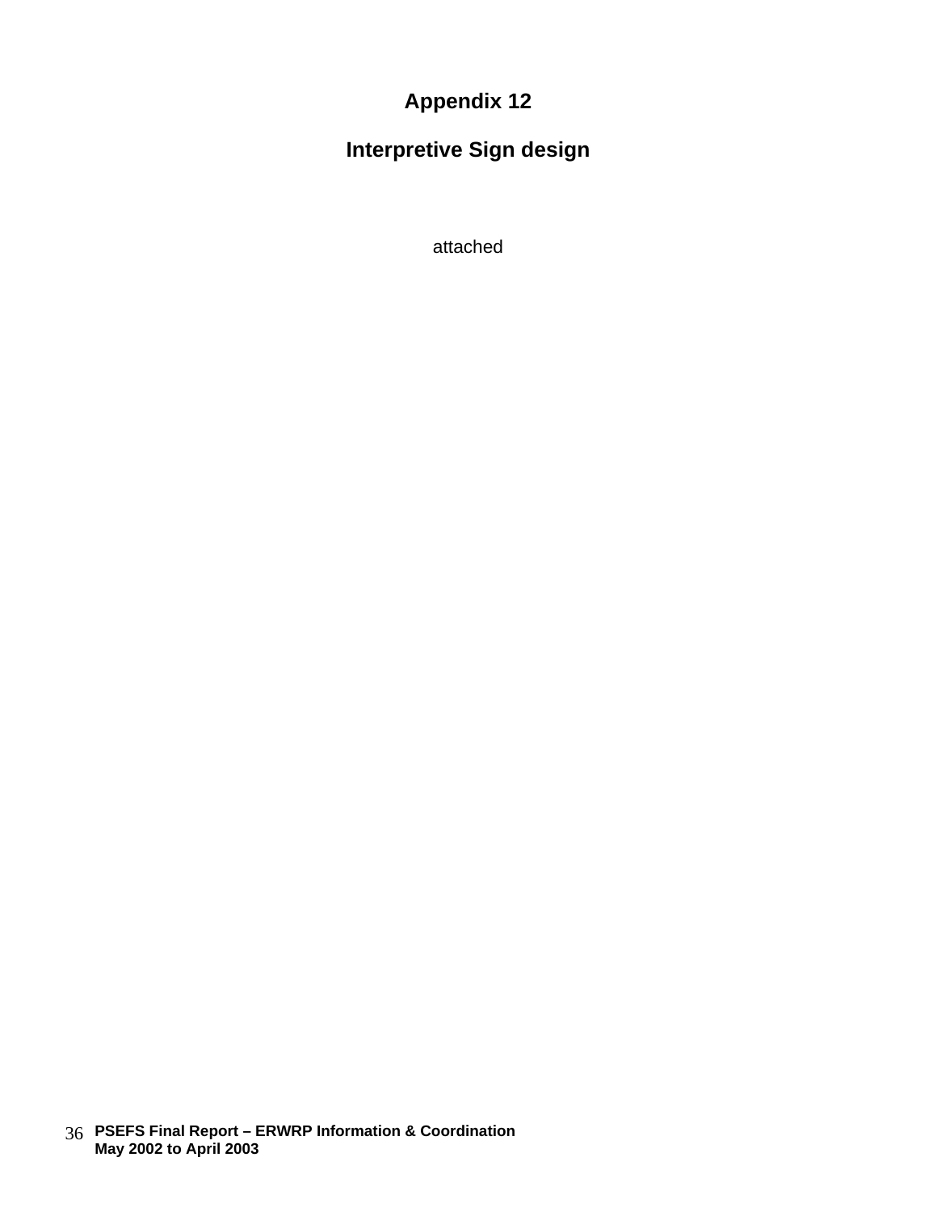# Appendix 12

## Interpretive Sign design

attached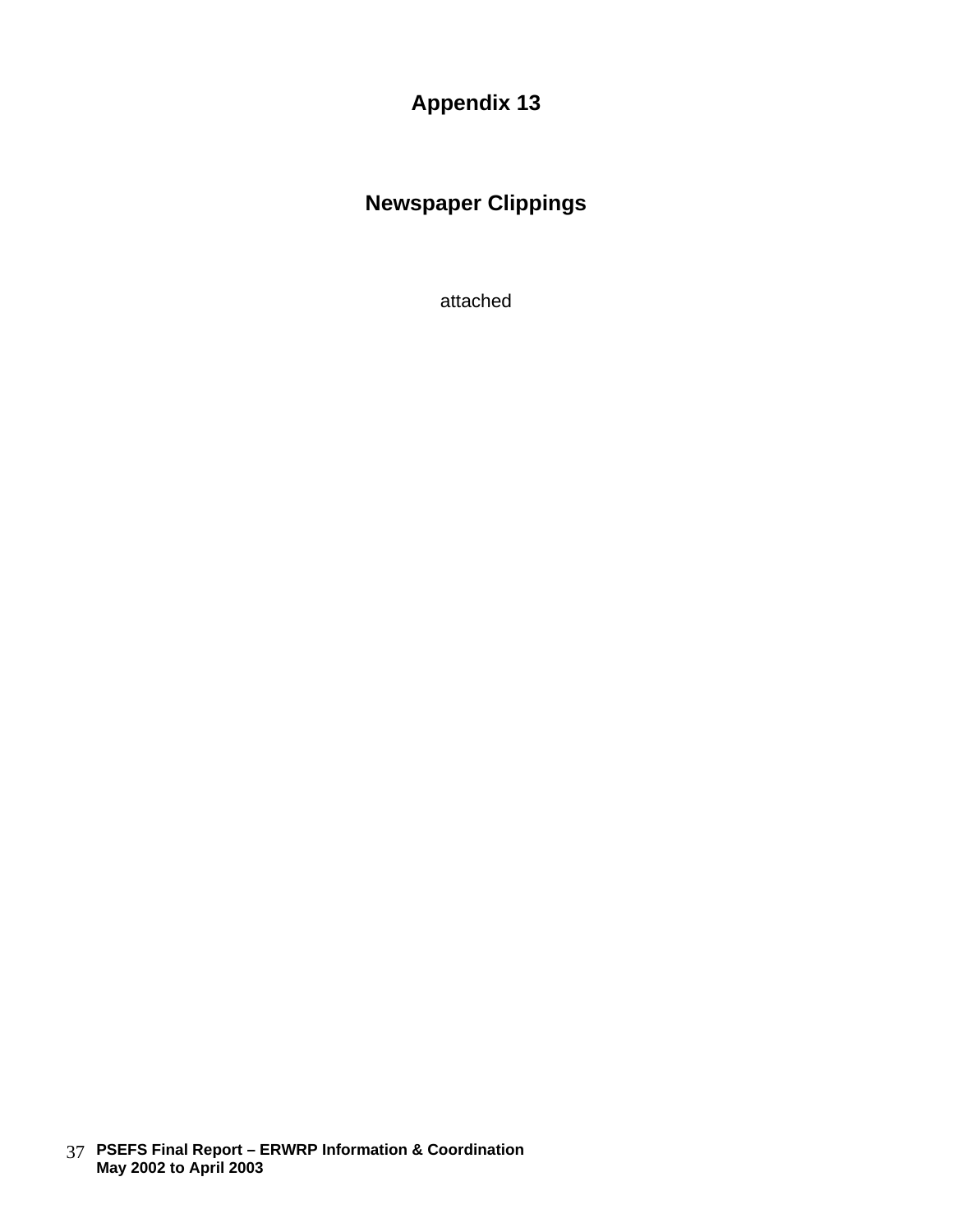# Appendix 13

## Newspaper Clippings

attached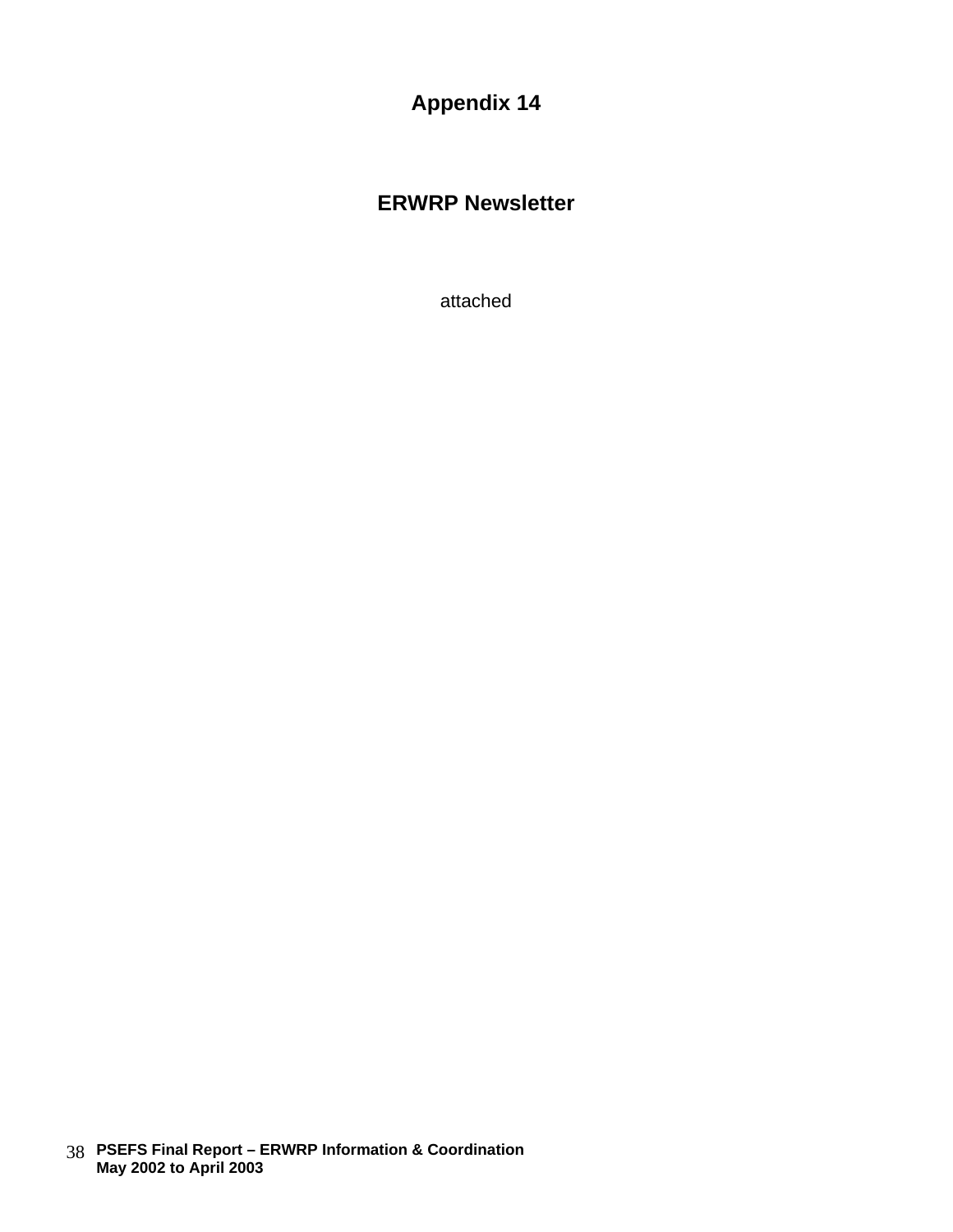# Appendix 14

## ERWRP Newsletter

attached